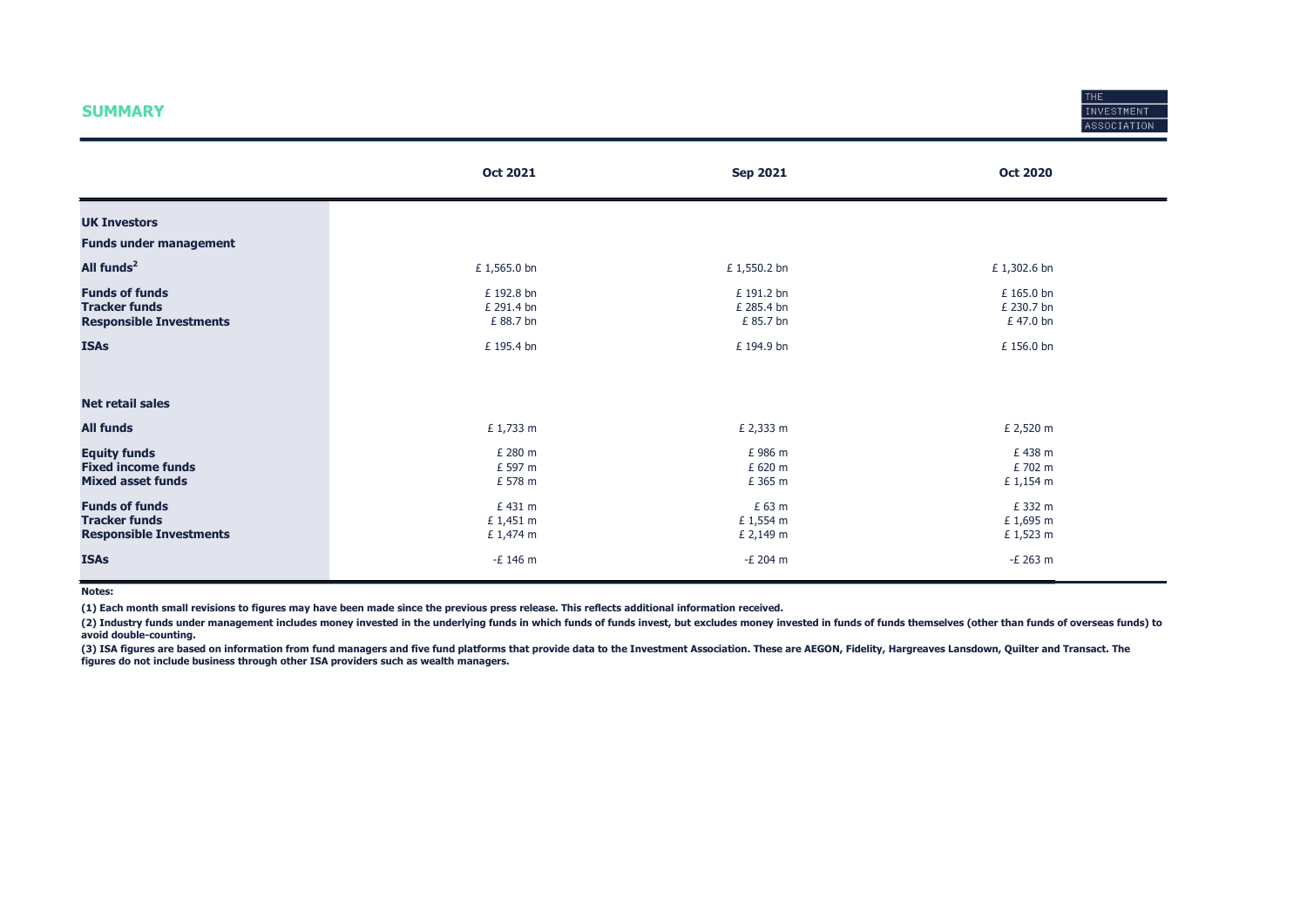## SUMMARY

| | Oct 2021 | Sep 2021 | Oct 2020 |
|---|---|---|---|
| **UK Investors** | | | |
| **Funds under management** | | | |
| **All funds**[2] | £ 1,565.0 bn | £ 1,550.2 bn | £ 1,302.6 bn |
| **Funds of funds** | £ 192.8 bn | £ 191.2 bn | £ 165.0 bn |
| **Tracker funds** | £ 291.4 bn | £ 285.4 bn | £ 230.7 bn |
| **Responsible Investments** | £ 88.7 bn | £ 85.7 bn | £ 47.0 bn |
| **ISAs** | £ 195.4 bn | £ 194.9 bn | £ 156.0 bn |
| **Net retail sales** | | | |
| **All funds** | £ 1,733 m | £ 2,333 m | £ 2,520 m |
| **Equity funds** | £ 280 m | £ 986 m | £ 438 m |
| **Fixed income funds** | £ 597 m | £ 620 m | £ 702 m |
| **Mixed asset funds** | £ 578 m | £ 365 m | £ 1,154 m |
| **Funds of funds** | £ 431 m | £ 63 m | £ 332 m |
| **Tracker funds** | £ 1,451 m | £ 1,554 m | £ 1,695 m |
| **Responsible Investments** | £ 1,474 m | £ 2,149 m | £ 1,523 m |
| **ISAs** | -£ 146 m | -£ 204 m | -£ 263 m |

**Notes:**

**(1) Each month small revisions to figures may have been made since the previous press release. This reflects additional information received.**

**(2) Industry funds under management includes money invested in the underlying funds in which funds of funds invest, but excludes money invested in funds of funds themselves (other than funds of overseas funds) to avoid double-counting.**

**(3) ISA figures are based on information from fund managers and five fund platforms that provide data to the Investment Association. These are AEGON, Fidelity, Hargreaves Lansdown, Quilter and Transact. The figures do not include business through other ISA providers such as wealth managers.**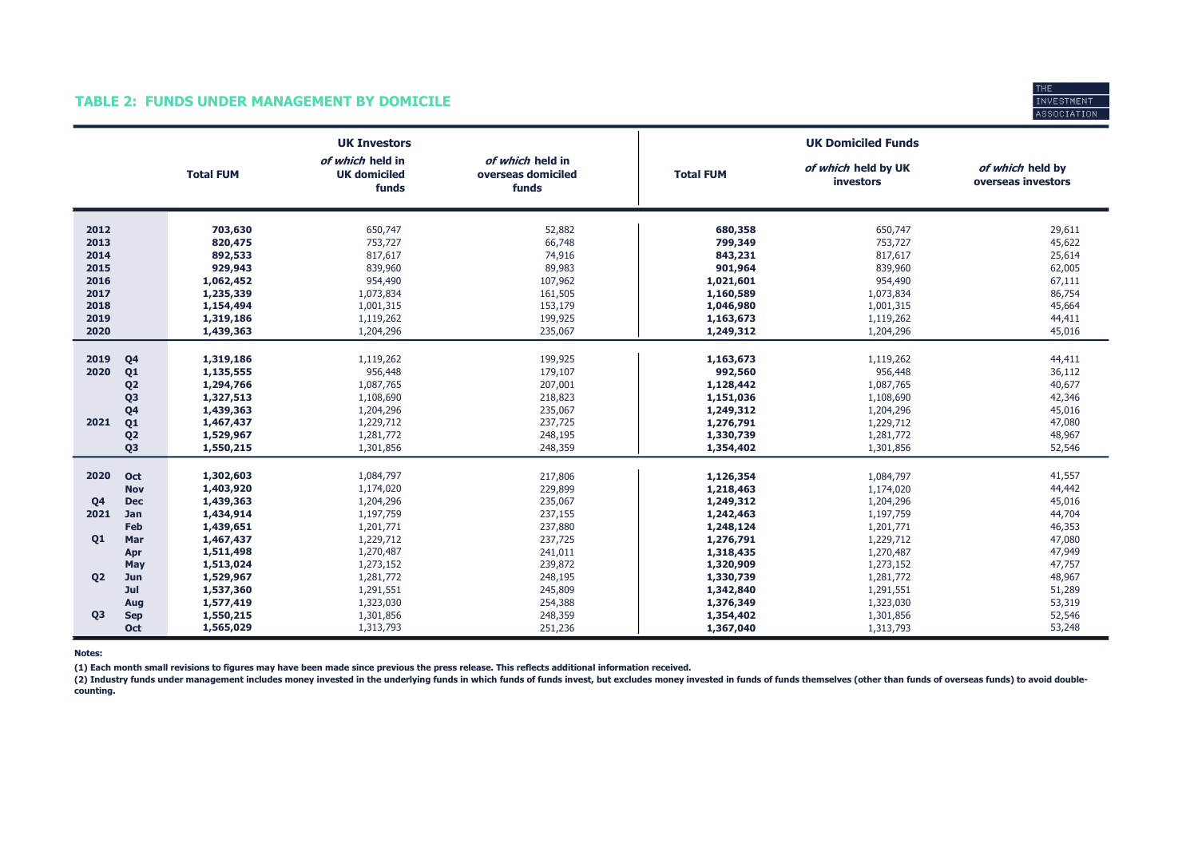## TABLE 2: FUNDS UNDER MANAGEMENT BY DOMICILE

| | | UK Investors | | | UK Domiciled Funds | | |
|---|---|---|---|---|---|---|---|
| | | **Total FUM** | ***of which* held in UK domiciled funds** | ***of which* held in overseas domiciled funds** | **Total FUM** | ***of which* held by UK investors** | ***of which* held by overseas investors** |
| **2012** | | **703,630** | 650,747 | 52,882 | **680,358** | 650,747 | 29,611 |
| **2013** | | **820,475** | 753,727 | 66,748 | **799,349** | 753,727 | 45,622 |
| **2014** | | **892,533** | 817,617 | 74,916 | **843,231** | 817,617 | 25,614 |
| **2015** | | **929,943** | 839,960 | 89,983 | **901,964** | 839,960 | 62,005 |
| **2016** | | **1,062,452** | 954,490 | 107,962 | **1,021,601** | 954,490 | 67,111 |
| **2017** | | **1,235,339** | 1,073,834 | 161,505 | **1,160,589** | 1,073,834 | 86,754 |
| **2018** | | **1,154,494** | 1,001,315 | 153,179 | **1,046,980** | 1,001,315 | 45,664 |
| **2019** | | **1,319,186** | 1,119,262 | 199,925 | **1,163,673** | 1,119,262 | 44,411 |
| **2020** | | **1,439,363** | 1,204,296 | 235,067 | **1,249,312** | 1,204,296 | 45,016 |
| **2019** | **Q4** | **1,319,186** | 1,119,262 | 199,925 | **1,163,673** | 1,119,262 | 44,411 |
| **2020** | **Q1** | **1,135,555** | 956,448 | 179,107 | **992,560** | 956,448 | 36,112 |
| | **Q2** | **1,294,766** | 1,087,765 | 207,001 | **1,128,442** | 1,087,765 | 40,677 |
| | **Q3** | **1,327,513** | 1,108,690 | 218,823 | **1,151,036** | 1,108,690 | 42,346 |
| | **Q4** | **1,439,363** | 1,204,296 | 235,067 | **1,249,312** | 1,204,296 | 45,016 |
| **2021** | **Q1** | **1,467,437** | 1,229,712 | 237,725 | **1,276,791** | 1,229,712 | 47,080 |
| | **Q2** | **1,529,967** | 1,281,772 | 248,195 | **1,330,739** | 1,281,772 | 48,967 |
| | **Q3** | **1,550,215** | 1,301,856 | 248,359 | **1,354,402** | 1,301,856 | 52,546 |
| **2020** | **Oct** | **1,302,603** | 1,084,797 | 217,806 | **1,126,354** | 1,084,797 | 41,557 |
| | **Nov** | **1,403,920** | 1,174,020 | 229,899 | **1,218,463** | 1,174,020 | 44,442 |
| **Q4** | **Dec** | **1,439,363** | 1,204,296 | 235,067 | **1,249,312** | 1,204,296 | 45,016 |
| **2021** | **Jan** | **1,434,914** | 1,197,759 | 237,155 | **1,242,463** | 1,197,759 | 44,704 |
| | **Feb** | **1,439,651** | 1,201,771 | 237,880 | **1,248,124** | 1,201,771 | 46,353 |
| **Q1** | **Mar** | **1,467,437** | 1,229,712 | 237,725 | **1,276,791** | 1,229,712 | 47,080 |
| | **Apr** | **1,511,498** | 1,270,487 | 241,011 | **1,318,435** | 1,270,487 | 47,949 |
| | **May** | **1,513,024** | 1,273,152 | 239,872 | **1,320,909** | 1,273,152 | 47,757 |
| **Q2** | **Jun** | **1,529,967** | 1,281,772 | 248,195 | **1,330,739** | 1,281,772 | 48,967 |
| | **Jul** | **1,537,360** | 1,291,551 | 245,809 | **1,342,840** | 1,291,551 | 51,289 |
| | **Aug** | **1,577,419** | 1,323,030 | 254,388 | **1,376,349** | 1,323,030 | 53,319 |
| **Q3** | **Sep** | **1,550,215** | 1,301,856 | 248,359 | **1,354,402** | 1,301,856 | 52,546 |
| | **Oct** | **1,565,029** | 1,313,793 | 251,236 | **1,367,040** | 1,313,793 | 53,248 |

**Notes:**

**(1) Each month small revisions to figures may have been made since previous the press release. This reflects additional information received.**

**(2) Industry funds under management includes money invested in the underlying funds in which funds of funds invest, but excludes money invested in funds of funds themselves (other than funds of overseas funds) to avoid double-counting.**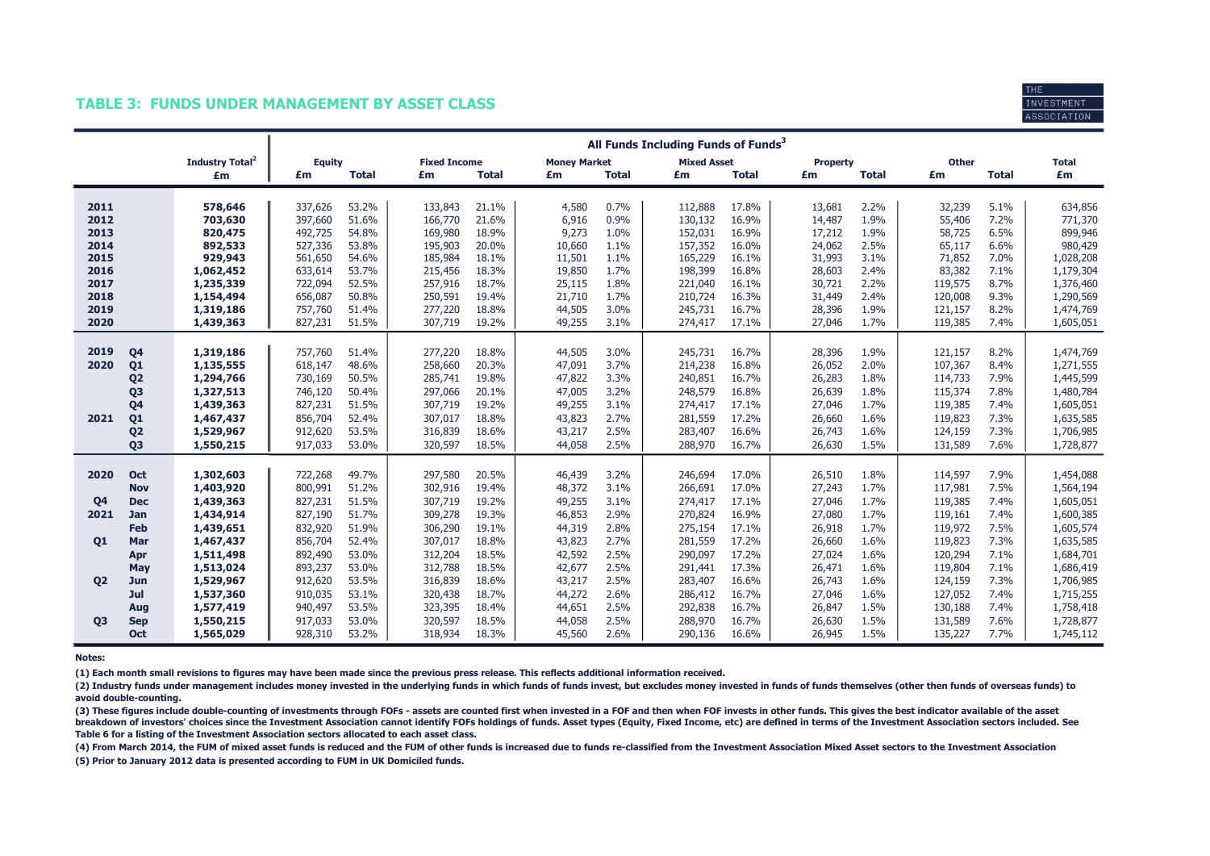## TABLE 3: FUNDS UNDER MANAGEMENT BY ASSET CLASS

| | | Industry Total[2] | All Funds Including Funds of Funds[3] | | | | | | | | | | | | |
|---|---|---|---|---|---|---|---|---|---|---|---|---|---|---|---|
| | | | Equity | | Fixed Income | | Money Market | | Mixed Asset | | Property | | Other | | Total |
| | | £m | £m | Total | £m | Total | £m | Total | £m | Total | £m | Total | £m | Total | £m |
| **2011** | | **578,646** | 337,626 | 53.2% | 133,843 | 21.1% | 4,580 | 0.7% | 112,888 | 17.8% | 13,681 | 2.2% | 32,239 | 5.1% | 634,856 |
| **2012** | | **703,630** | 397,660 | 51.6% | 166,770 | 21.6% | 6,916 | 0.9% | 130,132 | 16.9% | 14,487 | 1.9% | 55,406 | 7.2% | 771,370 |
| **2013** | | **820,475** | 492,725 | 54.8% | 169,980 | 18.9% | 9,273 | 1.0% | 152,031 | 16.9% | 17,212 | 1.9% | 58,725 | 6.5% | 899,946 |
| **2014** | | **892,533** | 527,336 | 53.8% | 195,903 | 20.0% | 10,660 | 1.1% | 157,352 | 16.0% | 24,062 | 2.5% | 65,117 | 6.6% | 980,429 |
| **2015** | | **929,943** | 561,650 | 54.6% | 185,984 | 18.1% | 11,501 | 1.1% | 165,229 | 16.1% | 31,993 | 3.1% | 71,852 | 7.0% | 1,028,208 |
| **2016** | | **1,062,452** | 633,614 | 53.7% | 215,456 | 18.3% | 19,850 | 1.7% | 198,399 | 16.8% | 28,603 | 2.4% | 83,382 | 7.1% | 1,179,304 |
| **2017** | | **1,235,339** | 722,094 | 52.5% | 257,916 | 18.7% | 25,115 | 1.8% | 221,040 | 16.1% | 30,721 | 2.2% | 119,575 | 8.7% | 1,376,460 |
| **2018** | | **1,154,494** | 656,087 | 50.8% | 250,591 | 19.4% | 21,710 | 1.7% | 210,724 | 16.3% | 31,449 | 2.4% | 120,008 | 9.3% | 1,290,569 |
| **2019** | | **1,319,186** | 757,760 | 51.4% | 277,220 | 18.8% | 44,505 | 3.0% | 245,731 | 16.7% | 28,396 | 1.9% | 121,157 | 8.2% | 1,474,769 |
| **2020** | | **1,439,363** | 827,231 | 51.5% | 307,719 | 19.2% | 49,255 | 3.1% | 274,417 | 17.1% | 27,046 | 1.7% | 119,385 | 7.4% | 1,605,051 |
| **2019** | **Q4** | **1,319,186** | 757,760 | 51.4% | 277,220 | 18.8% | 44,505 | 3.0% | 245,731 | 16.7% | 28,396 | 1.9% | 121,157 | 8.2% | 1,474,769 |
| **2020** | **Q1** | **1,135,555** | 618,147 | 48.6% | 258,660 | 20.3% | 47,091 | 3.7% | 214,238 | 16.8% | 26,052 | 2.0% | 107,367 | 8.4% | 1,271,555 |
| | **Q2** | **1,294,766** | 730,169 | 50.5% | 285,741 | 19.8% | 47,822 | 3.3% | 240,851 | 16.7% | 26,283 | 1.8% | 114,733 | 7.9% | 1,445,599 |
| | **Q3** | **1,327,513** | 746,120 | 50.4% | 297,066 | 20.1% | 47,005 | 3.2% | 248,579 | 16.8% | 26,639 | 1.8% | 115,374 | 7.8% | 1,480,784 |
| | **Q4** | **1,439,363** | 827,231 | 51.5% | 307,719 | 19.2% | 49,255 | 3.1% | 274,417 | 17.1% | 27,046 | 1.7% | 119,385 | 7.4% | 1,605,051 |
| **2021** | **Q1** | **1,467,437** | 856,704 | 52.4% | 307,017 | 18.8% | 43,823 | 2.7% | 281,559 | 17.2% | 26,660 | 1.6% | 119,823 | 7.3% | 1,635,585 |
| | **Q2** | **1,529,967** | 912,620 | 53.5% | 316,839 | 18.6% | 43,217 | 2.5% | 283,407 | 16.6% | 26,743 | 1.6% | 124,159 | 7.3% | 1,706,985 |
| | **Q3** | **1,550,215** | 917,033 | 53.0% | 320,597 | 18.5% | 44,058 | 2.5% | 288,970 | 16.7% | 26,630 | 1.5% | 131,589 | 7.6% | 1,728,877 |
| **2020** | **Oct** | **1,302,603** | 722,268 | 49.7% | 297,580 | 20.5% | 46,439 | 3.2% | 246,694 | 17.0% | 26,510 | 1.8% | 114,597 | 7.9% | 1,454,088 |
| | **Nov** | **1,403,920** | 800,991 | 51.2% | 302,916 | 19.4% | 48,372 | 3.1% | 266,691 | 17.0% | 27,243 | 1.7% | 117,981 | 7.5% | 1,564,194 |
| **Q4** | **Dec** | **1,439,363** | 827,231 | 51.5% | 307,719 | 19.2% | 49,255 | 3.1% | 274,417 | 17.1% | 27,046 | 1.7% | 119,385 | 7.4% | 1,605,051 |
| **2021** | **Jan** | **1,434,914** | 827,190 | 51.7% | 309,278 | 19.3% | 46,853 | 2.9% | 270,824 | 16.9% | 27,080 | 1.7% | 119,161 | 7.4% | 1,600,385 |
| | **Feb** | **1,439,651** | 832,920 | 51.9% | 306,290 | 19.1% | 44,319 | 2.8% | 275,154 | 17.1% | 26,918 | 1.7% | 119,972 | 7.5% | 1,605,574 |
| **Q1** | **Mar** | **1,467,437** | 856,704 | 52.4% | 307,017 | 18.8% | 43,823 | 2.7% | 281,559 | 17.2% | 26,660 | 1.6% | 119,823 | 7.3% | 1,635,585 |
| | **Apr** | **1,511,498** | 892,490 | 53.0% | 312,204 | 18.5% | 42,592 | 2.5% | 290,097 | 17.2% | 27,024 | 1.6% | 120,294 | 7.1% | 1,684,701 |
| | **May** | **1,513,024** | 893,237 | 53.0% | 312,788 | 18.5% | 42,677 | 2.5% | 291,441 | 17.3% | 26,471 | 1.6% | 119,804 | 7.1% | 1,686,419 |
| **Q2** | **Jun** | **1,529,967** | 912,620 | 53.5% | 316,839 | 18.6% | 43,217 | 2.5% | 283,407 | 16.6% | 26,743 | 1.6% | 124,159 | 7.3% | 1,706,985 |
| | **Jul** | **1,537,360** | 910,035 | 53.1% | 320,438 | 18.7% | 44,272 | 2.6% | 286,412 | 16.7% | 27,046 | 1.6% | 127,052 | 7.4% | 1,715,255 |
| | **Aug** | **1,577,419** | 940,497 | 53.5% | 323,395 | 18.4% | 44,651 | 2.5% | 292,838 | 16.7% | 26,847 | 1.5% | 130,188 | 7.4% | 1,758,418 |
| **Q3** | **Sep** | **1,550,215** | 917,033 | 53.0% | 320,597 | 18.5% | 44,058 | 2.5% | 288,970 | 16.7% | 26,630 | 1.5% | 131,589 | 7.6% | 1,728,877 |
| | **Oct** | **1,565,029** | 928,310 | 53.2% | 318,934 | 18.3% | 45,560 | 2.6% | 290,136 | 16.6% | 26,945 | 1.5% | 135,227 | 7.7% | 1,745,112 |

**Notes:**

**(1) Each month small revisions to figures may have been made since the previous press release. This reflects additional information received.**

**(2) Industry funds under management includes money invested in the underlying funds in which funds of funds invest, but excludes money invested in funds of funds themselves (other then funds of overseas funds) to avoid double-counting.**

**(3) These figures include double-counting of investments through FOFs - assets are counted first when invested in a FOF and then when FOF invests in other funds. This gives the best indicator available of the asset breakdown of investors' choices since the Investment Association cannot identify FOFs holdings of funds. Asset types (Equity, Fixed Income, etc) are defined in terms of the Investment Association sectors included. See Table 6 for a listing of the Investment Association sectors allocated to each asset class.**

**(4) From March 2014, the FUM of mixed asset funds is reduced and the FUM of other funds is increased due to funds re-classified from the Investment Association Mixed Asset sectors to the Investment Association**

**(5) Prior to January 2012 data is presented according to FUM in UK Domiciled funds.**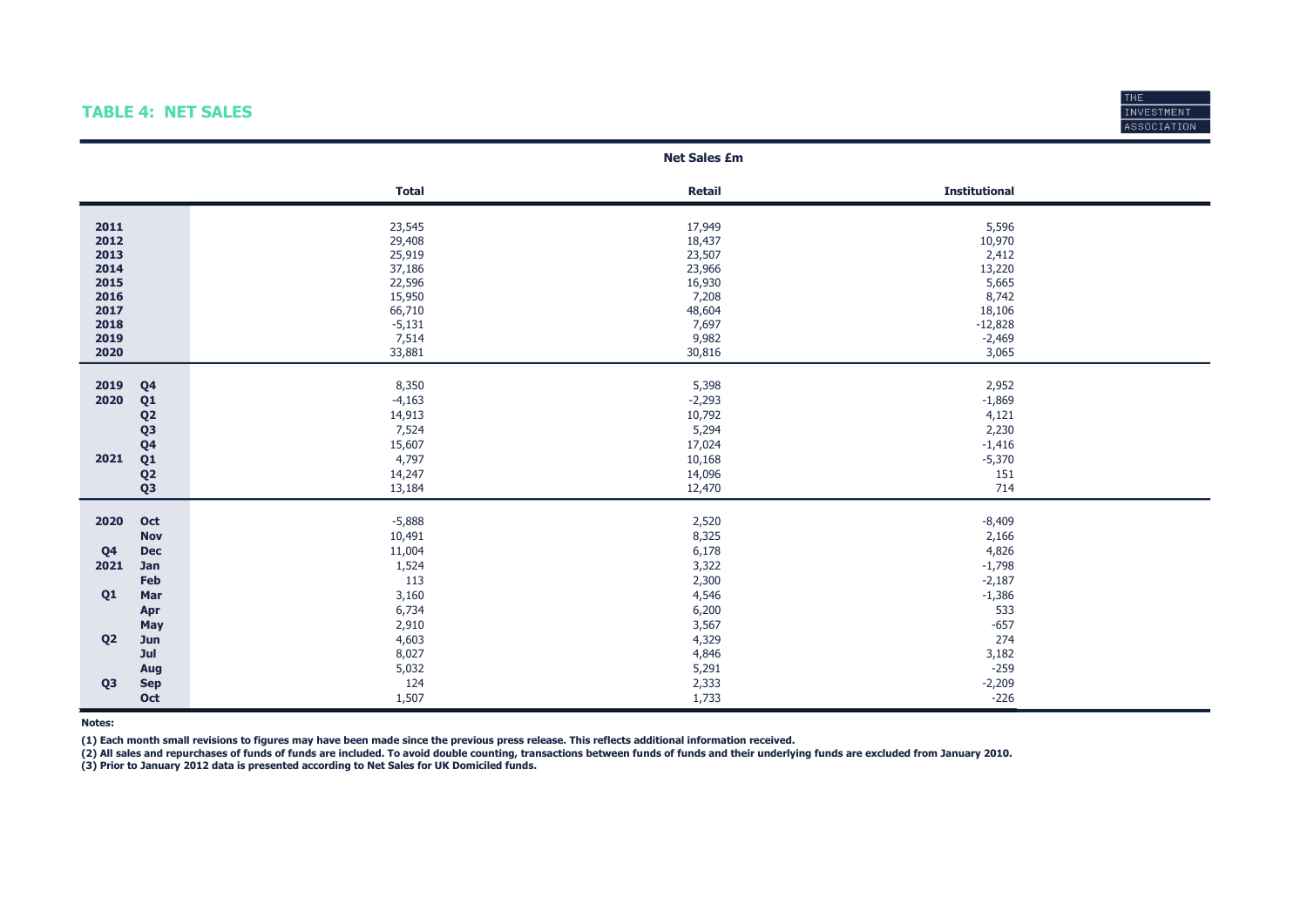## TABLE 4: NET SALES

| | | Net Sales £m | | |
|---|---|---|---|---|
| | | **Total** | **Retail** | **Institutional** |
| **2011** | | 23,545 | 17,949 | 5,596 |
| **2012** | | 29,408 | 18,437 | 10,970 |
| **2013** | | 25,919 | 23,507 | 2,412 |
| **2014** | | 37,186 | 23,966 | 13,220 |
| **2015** | | 22,596 | 16,930 | 5,665 |
| **2016** | | 15,950 | 7,208 | 8,742 |
| **2017** | | 66,710 | 48,604 | 18,106 |
| **2018** | | -5,131 | 7,697 | -12,828 |
| **2019** | | 7,514 | 9,982 | -2,469 |
| **2020** | | 33,881 | 30,816 | 3,065 |
| **2019** | **Q4** | 8,350 | 5,398 | 2,952 |
| **2020** | **Q1** | -4,163 | -2,293 | -1,869 |
| | **Q2** | 14,913 | 10,792 | 4,121 |
| | **Q3** | 7,524 | 5,294 | 2,230 |
| | **Q4** | 15,607 | 17,024 | -1,416 |
| **2021** | **Q1** | 4,797 | 10,168 | -5,370 |
| | **Q2** | 14,247 | 14,096 | 151 |
| | **Q3** | 13,184 | 12,470 | 714 |
| **2020** | **Oct** | -5,888 | 2,520 | -8,409 |
| | **Nov** | 10,491 | 8,325 | 2,166 |
| **Q4** | **Dec** | 11,004 | 6,178 | 4,826 |
| **2021** | **Jan** | 1,524 | 3,322 | -1,798 |
| | **Feb** | 113 | 2,300 | -2,187 |
| **Q1** | **Mar** | 3,160 | 4,546 | -1,386 |
| | **Apr** | 6,734 | 6,200 | 533 |
| | **May** | 2,910 | 3,567 | -657 |
| **Q2** | **Jun** | 4,603 | 4,329 | 274 |
| | **Jul** | 8,027 | 4,846 | 3,182 |
| | **Aug** | 5,032 | 5,291 | -259 |
| **Q3** | **Sep** | 124 | 2,333 | -2,209 |
| | **Oct** | 1,507 | 1,733 | -226 |

**Notes:**

**(1) Each month small revisions to figures may have been made since the previous press release. This reflects additional information received.**

**(2) All sales and repurchases of funds of funds are included. To avoid double counting, transactions between funds of funds and their underlying funds are excluded from January 2010.**

**(3) Prior to January 2012 data is presented according to Net Sales for UK Domiciled funds.**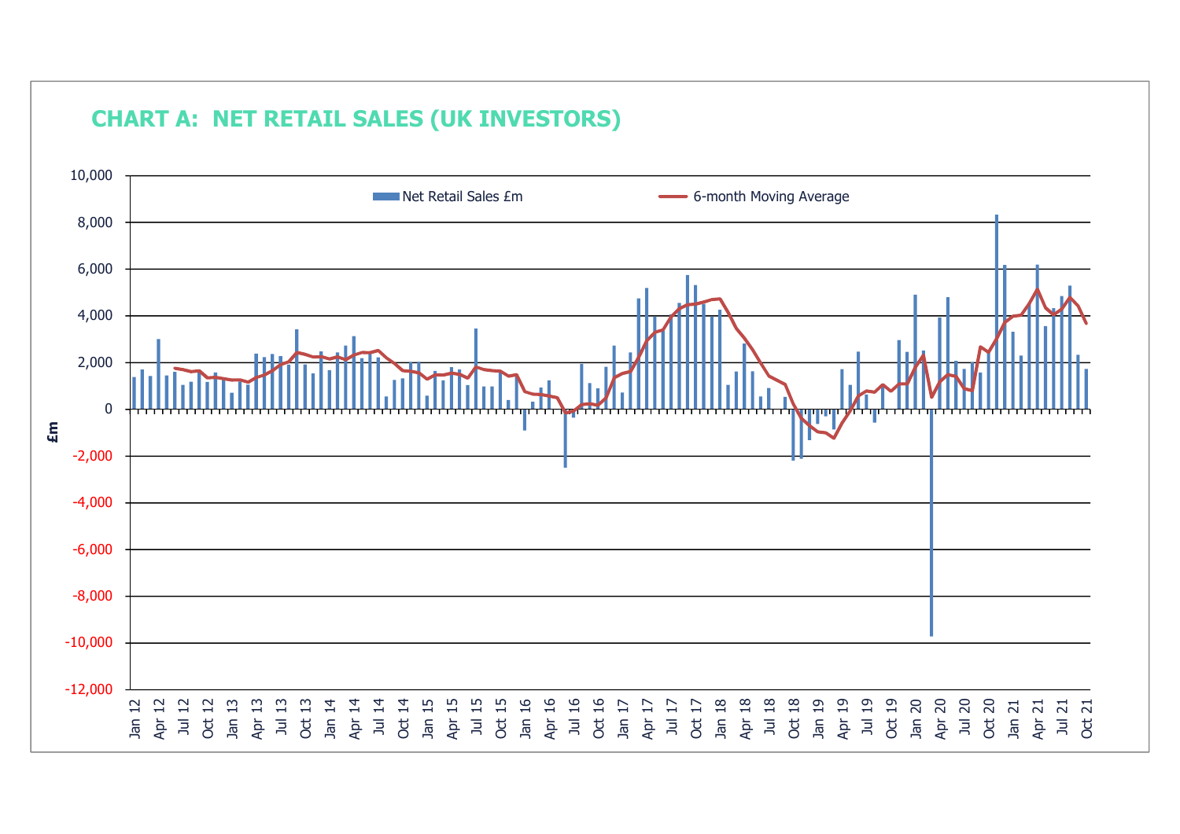## CHART A: NET RETAIL SALES (UK INVESTORS)

Net Retail Sales £m — 6-month Moving Average

£m: 10,000 · 8,000 · 6,000 · 4,000 · 2,000 · 0 · -2,000 · -4,000 · -6,000 · -8,000 · -10,000 · -12,000

Jan 12 · Apr 12 · Jul 12 · Oct 12 · Jan 13 · Apr 13 · Jul 13 · Oct 13 · Jan 14 · Apr 14 · Jul 14 · Oct 14 · Jan 15 · Apr 15 · Jul 15 · Oct 15 · Jan 16 · Apr 16 · Jul 16 · Oct 16 · Jan 17 · Apr 17 · Jul 17 · Oct 17 · Jan 18 · Apr 18 · Jul 18 · Oct 18 · Jan 19 · Apr 19 · Jul 19 · Oct 19 · Jan 20 · Apr 20 · Jul 20 · Oct 20 · Jan 21 · Apr 21 · Jul 21 · Oct 21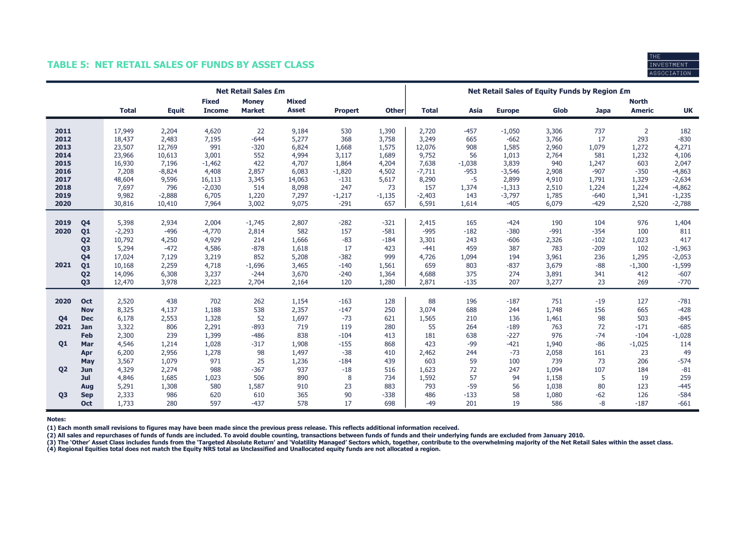## TABLE 5: NET RETAIL SALES OF FUNDS BY ASSET CLASS

| | | Net Retail Sales £m | | | | | | | Net Retail Sales of Equity Funds by Region £m | | | | | | |
|---|---|---|---|---|---|---|---|---|---|---|---|---|---|---|---|
| | | Total | Equit | Fixed Income | Money Market | Mixed Asset | Propert | Other | Total | Asia | Europe | Glob | Japa | North Americ | UK |
| **2011** | | 17,949 | 2,204 | 4,620 | 22 | 9,184 | 530 | 1,390 | 2,720 | -457 | -1,050 | 3,306 | 737 | 2 | 182 |
| **2012** | | 18,437 | 2,483 | 7,195 | -644 | 5,277 | 368 | 3,758 | 3,249 | 665 | -662 | 3,766 | 17 | 293 | -830 |
| **2013** | | 23,507 | 12,769 | 991 | -320 | 6,824 | 1,668 | 1,575 | 12,076 | 908 | 1,585 | 2,960 | 1,079 | 1,272 | 4,271 |
| **2014** | | 23,966 | 10,613 | 3,001 | 552 | 4,994 | 3,117 | 1,689 | 9,752 | 56 | 1,013 | 2,764 | 581 | 1,232 | 4,106 |
| **2015** | | 16,930 | 7,196 | -1,462 | 422 | 4,707 | 1,864 | 4,204 | 7,638 | -1,038 | 3,839 | 940 | 1,247 | 603 | 2,047 |
| **2016** | | 7,208 | -8,824 | 4,408 | 2,857 | 6,083 | -1,820 | 4,502 | -7,711 | -953 | -3,546 | 2,908 | -907 | -350 | -4,863 |
| **2017** | | 48,604 | 9,596 | 16,113 | 3,345 | 14,063 | -131 | 5,617 | 8,290 | -5 | 2,899 | 4,910 | 1,791 | 1,329 | -2,634 |
| **2018** | | 7,697 | 796 | -2,030 | 514 | 8,098 | 247 | 73 | 157 | 1,374 | -1,313 | 2,510 | 1,224 | 1,224 | -4,862 |
| **2019** | | 9,982 | -2,888 | 6,705 | 1,220 | 7,297 | -1,217 | -1,135 | -2,403 | 143 | -3,797 | 1,785 | -640 | 1,341 | -1,235 |
| **2020** | | 30,816 | 10,410 | 7,964 | 3,002 | 9,075 | -291 | 657 | 6,591 | 1,614 | -405 | 6,079 | -429 | 2,520 | -2,788 |
| **2019** | **Q4** | 5,398 | 2,934 | 2,004 | -1,745 | 2,807 | -282 | -321 | 2,415 | 165 | -424 | 190 | 104 | 976 | 1,404 |
| **2020** | **Q1** | -2,293 | -496 | -4,770 | 2,814 | 582 | 157 | -581 | -995 | -182 | -380 | -991 | -354 | 100 | 811 |
| | **Q2** | 10,792 | 4,250 | 4,929 | 214 | 1,666 | -83 | -184 | 3,301 | 243 | -606 | 2,326 | -102 | 1,023 | 417 |
| | **Q3** | 5,294 | -472 | 4,586 | -878 | 1,618 | 17 | 423 | -441 | 459 | 387 | 783 | -209 | 102 | -1,963 |
| | **Q4** | 17,024 | 7,129 | 3,219 | 852 | 5,208 | -382 | 999 | 4,726 | 1,094 | 194 | 3,961 | 236 | 1,295 | -2,053 |
| **2021** | **Q1** | 10,168 | 2,259 | 4,718 | -1,696 | 3,465 | -140 | 1,561 | 659 | 803 | -837 | 3,679 | -88 | -1,300 | -1,599 |
| | **Q2** | 14,096 | 6,308 | 3,237 | -244 | 3,670 | -240 | 1,364 | 4,688 | 375 | 274 | 3,891 | 341 | 412 | -607 |
| | **Q3** | 12,470 | 3,978 | 2,223 | 2,704 | 2,164 | 120 | 1,280 | 2,871 | -135 | 207 | 3,277 | 23 | 269 | -770 |
| **2020** | **Oct** | 2,520 | 438 | 702 | 262 | 1,154 | -163 | 128 | 88 | 196 | -187 | 751 | -19 | 127 | -781 |
| | **Nov** | 8,325 | 4,137 | 1,188 | 538 | 2,357 | -147 | 250 | 3,074 | 688 | 244 | 1,748 | 156 | 665 | -428 |
| **Q4** | **Dec** | 6,178 | 2,553 | 1,328 | 52 | 1,697 | -73 | 621 | 1,565 | 210 | 136 | 1,461 | 98 | 503 | -845 |
| **2021** | **Jan** | 3,322 | 806 | 2,291 | -893 | 719 | 119 | 280 | 55 | 264 | -189 | 763 | 72 | -171 | -685 |
| | **Feb** | 2,300 | 239 | 1,399 | -486 | 838 | -104 | 413 | 181 | 638 | -227 | 976 | -74 | -104 | -1,028 |
| **Q1** | **Mar** | 4,546 | 1,214 | 1,028 | -317 | 1,908 | -155 | 868 | 423 | -99 | -421 | 1,940 | -86 | -1,025 | 114 |
| | **Apr** | 6,200 | 2,956 | 1,278 | 98 | 1,497 | -38 | 410 | 2,462 | 244 | -73 | 2,058 | 161 | 23 | 49 |
| | **May** | 3,567 | 1,079 | 971 | 25 | 1,236 | -184 | 439 | 603 | 59 | 100 | 739 | 73 | 206 | -574 |
| **Q2** | **Jun** | 4,329 | 2,274 | 988 | -367 | 937 | -18 | 516 | 1,623 | 72 | 247 | 1,094 | 107 | 184 | -81 |
| | **Jul** | 4,846 | 1,685 | 1,023 | 506 | 890 | 8 | 734 | 1,592 | 57 | 94 | 1,158 | 5 | 19 | 259 |
| | **Aug** | 5,291 | 1,308 | 580 | 1,587 | 910 | 23 | 883 | 793 | -59 | 56 | 1,038 | 80 | 123 | -445 |
| **Q3** | **Sep** | 2,333 | 986 | 620 | 610 | 365 | 90 | -338 | 486 | -133 | 58 | 1,080 | -62 | 126 | -584 |
| | **Oct** | 1,733 | 280 | 597 | -437 | 578 | 17 | 698 | -49 | 201 | 19 | 586 | -8 | -187 | -661 |

**Notes:**

**(1) Each month small revisions to figures may have been made since the previous press release. This reflects additional information received.**

**(2) All sales and repurchases of funds of funds are included. To avoid double counting, transactions between funds of funds and their underlying funds are excluded from January 2010.**

**(3) The 'Other' Asset Class includes funds from the 'Targeted Absolute Return' and 'Volatility Managed' Sectors which, together, contribute to the overwhelming majority of the Net Retail Sales within the asset class.**

**(4) Regional Equities total does not match the Equity NRS total as Unclassified and Unallocated equity funds are not allocated a region.**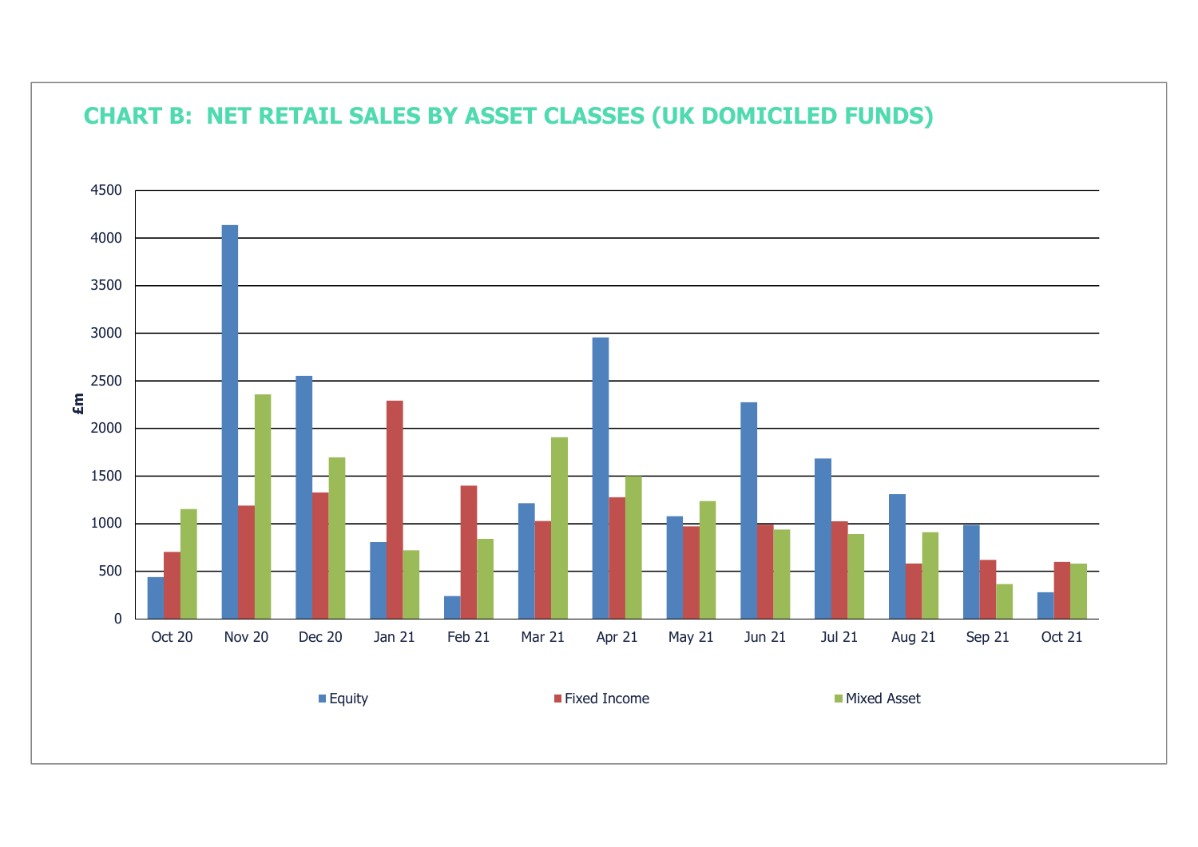## CHART B: NET RETAIL SALES BY ASSET CLASSES (UK DOMICILED FUNDS)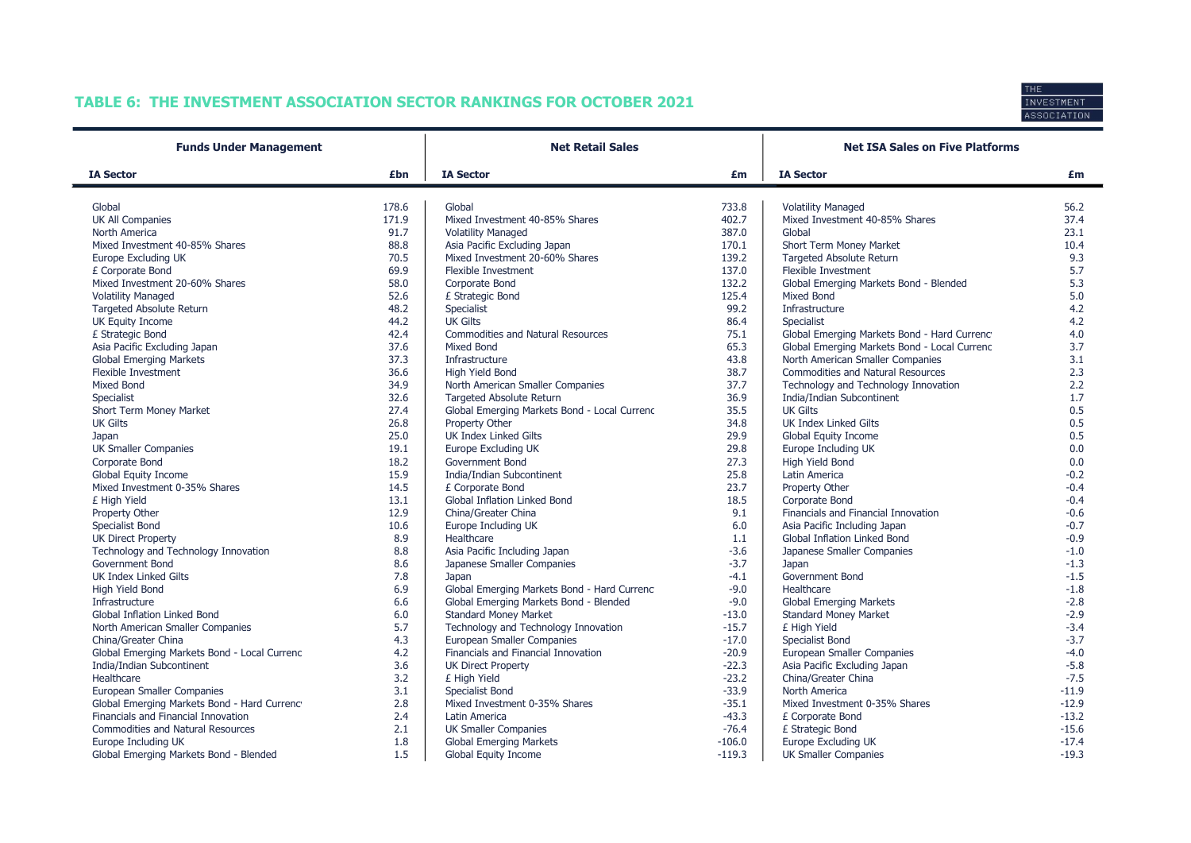## TABLE 6: THE INVESTMENT ASSOCIATION SECTOR RANKINGS FOR OCTOBER 2021

| Funds Under Management | | Net Retail Sales | | Net ISA Sales on Five Platforms | |
|---|---|---|---|---|---|
| **IA Sector** | **£bn** | **IA Sector** | **£m** | **IA Sector** | **£m** |
| Global | 178.6 | Global | 733.8 | Volatility Managed | 56.2 |
| UK All Companies | 171.9 | Mixed Investment 40-85% Shares | 402.7 | Mixed Investment 40-85% Shares | 37.4 |
| North America | 91.7 | Volatility Managed | 387.0 | Global | 23.1 |
| Mixed Investment 40-85% Shares | 88.8 | Asia Pacific Excluding Japan | 170.1 | Short Term Money Market | 10.4 |
| Europe Excluding UK | 70.5 | Mixed Investment 20-60% Shares | 139.2 | Targeted Absolute Return | 9.3 |
| £ Corporate Bond | 69.9 | Flexible Investment | 137.0 | Flexible Investment | 5.7 |
| Mixed Investment 20-60% Shares | 58.0 | Corporate Bond | 132.2 | Global Emerging Markets Bond - Blended | 5.3 |
| Volatility Managed | 52.6 | £ Strategic Bond | 125.4 | Mixed Bond | 5.0 |
| Targeted Absolute Return | 48.2 | Specialist | 99.2 | Infrastructure | 4.2 |
| UK Equity Income | 44.2 | UK Gilts | 86.4 | Specialist | 4.2 |
| £ Strategic Bond | 42.4 | Commodities and Natural Resources | 75.1 | Global Emerging Markets Bond - Hard Currenc | 4.0 |
| Asia Pacific Excluding Japan | 37.6 | Mixed Bond | 65.3 | Global Emerging Markets Bond - Local Currenc | 3.7 |
| Global Emerging Markets | 37.3 | Infrastructure | 43.8 | North American Smaller Companies | 3.1 |
| Flexible Investment | 36.6 | High Yield Bond | 38.7 | Commodities and Natural Resources | 2.3 |
| Mixed Bond | 34.9 | North American Smaller Companies | 37.7 | Technology and Technology Innovation | 2.2 |
| Specialist | 32.6 | Targeted Absolute Return | 36.9 | India/Indian Subcontinent | 1.7 |
| Short Term Money Market | 27.4 | Global Emerging Markets Bond - Local Currenc | 35.5 | UK Gilts | 0.5 |
| UK Gilts | 26.8 | Property Other | 34.8 | UK Index Linked Gilts | 0.5 |
| Japan | 25.0 | UK Index Linked Gilts | 29.9 | Global Equity Income | 0.5 |
| UK Smaller Companies | 19.1 | Europe Excluding UK | 29.8 | Europe Including UK | 0.0 |
| Corporate Bond | 18.2 | Government Bond | 27.3 | High Yield Bond | 0.0 |
| Global Equity Income | 15.9 | India/Indian Subcontinent | 25.8 | Latin America | -0.2 |
| Mixed Investment 0-35% Shares | 14.5 | £ Corporate Bond | 23.7 | Property Other | -0.4 |
| £ High Yield | 13.1 | Global Inflation Linked Bond | 18.5 | Corporate Bond | -0.4 |
| Property Other | 12.9 | China/Greater China | 9.1 | Financials and Financial Innovation | -0.6 |
| Specialist Bond | 10.6 | Europe Including UK | 6.0 | Asia Pacific Including Japan | -0.7 |
| UK Direct Property | 8.9 | Healthcare | 1.1 | Global Inflation Linked Bond | -0.9 |
| Technology and Technology Innovation | 8.8 | Asia Pacific Including Japan | -3.6 | Japanese Smaller Companies | -1.0 |
| Government Bond | 8.6 | Japanese Smaller Companies | -3.7 | Japan | -1.3 |
| UK Index Linked Gilts | 7.8 | Japan | -4.1 | Government Bond | -1.5 |
| High Yield Bond | 6.9 | Global Emerging Markets Bond - Hard Currenc | -9.0 | Healthcare | -1.8 |
| Infrastructure | 6.6 | Global Emerging Markets Bond - Blended | -9.0 | Global Emerging Markets | -2.8 |
| Global Inflation Linked Bond | 6.0 | Standard Money Market | -13.0 | Standard Money Market | -2.9 |
| North American Smaller Companies | 5.7 | Technology and Technology Innovation | -15.7 | £ High Yield | -3.4 |
| China/Greater China | 4.3 | European Smaller Companies | -17.0 | Specialist Bond | -3.7 |
| Global Emerging Markets Bond - Local Currenc | 4.2 | Financials and Financial Innovation | -20.9 | European Smaller Companies | -4.0 |
| India/Indian Subcontinent | 3.6 | UK Direct Property | -22.3 | Asia Pacific Excluding Japan | -5.8 |
| Healthcare | 3.2 | £ High Yield | -23.2 | China/Greater China | -7.5 |
| European Smaller Companies | 3.1 | Specialist Bond | -33.9 | North America | -11.9 |
| Global Emerging Markets Bond - Hard Currenc | 2.8 | Mixed Investment 0-35% Shares | -35.1 | Mixed Investment 0-35% Shares | -12.9 |
| Financials and Financial Innovation | 2.4 | Latin America | -43.3 | £ Corporate Bond | -13.2 |
| Commodities and Natural Resources | 2.1 | UK Smaller Companies | -76.4 | £ Strategic Bond | -15.6 |
| Europe Including UK | 1.8 | Global Emerging Markets | -106.0 | Europe Excluding UK | -17.4 |
| Global Emerging Markets Bond - Blended | 1.5 | Global Equity Income | -119.3 | UK Smaller Companies | -19.3 |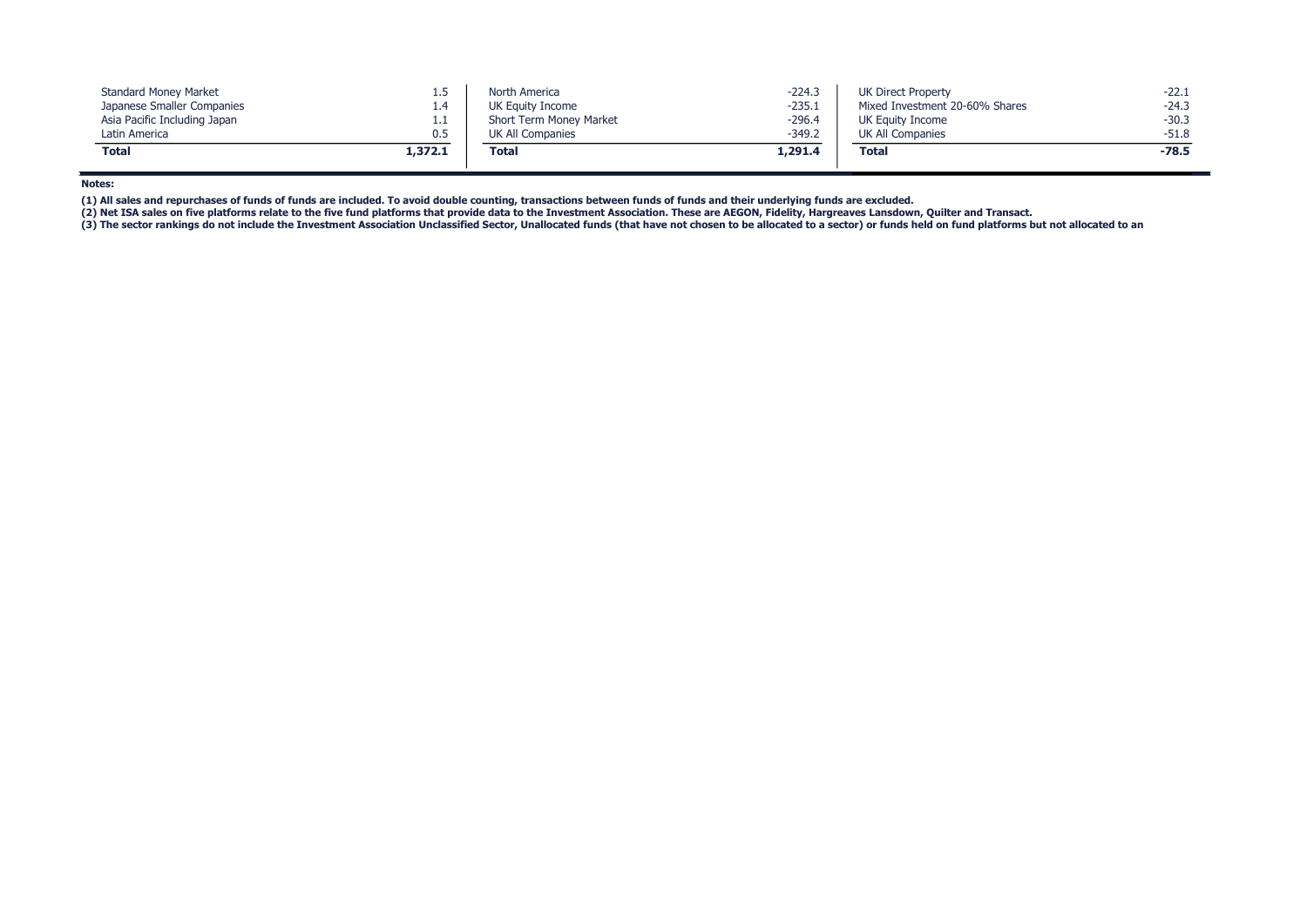| | |
|---|---|
| Standard Money Market | 1.5 |
| Japanese Smaller Companies | 1.4 |
| Asia Pacific Including Japan | 1.1 |
| Latin America | 0.5 |
| **Total** | **1,372.1** |

| | |
|---|---|
| North America | -224.3 |
| UK Equity Income | -235.1 |
| Short Term Money Market | -296.4 |
| UK All Companies | -349.2 |
| **Total** | **1,291.4** |

| | |
|---|---|
| UK Direct Property | -22.1 |
| Mixed Investment 20-60% Shares | -24.3 |
| UK Equity Income | -30.3 |
| UK All Companies | -51.8 |
| **Total** | **-78.5** |

**Notes:**

**(1) All sales and repurchases of funds of funds are included. To avoid double counting, transactions between funds of funds and their underlying funds are excluded.**

**(2) Net ISA sales on five platforms relate to the five fund platforms that provide data to the Investment Association. These are AEGON, Fidelity, Hargreaves Lansdown, Quilter and Transact.**

**(3) The sector rankings do not include the Investment Association Unclassified Sector, Unallocated funds (that have not chosen to be allocated to a sector) or funds held on fund platforms but not allocated to an**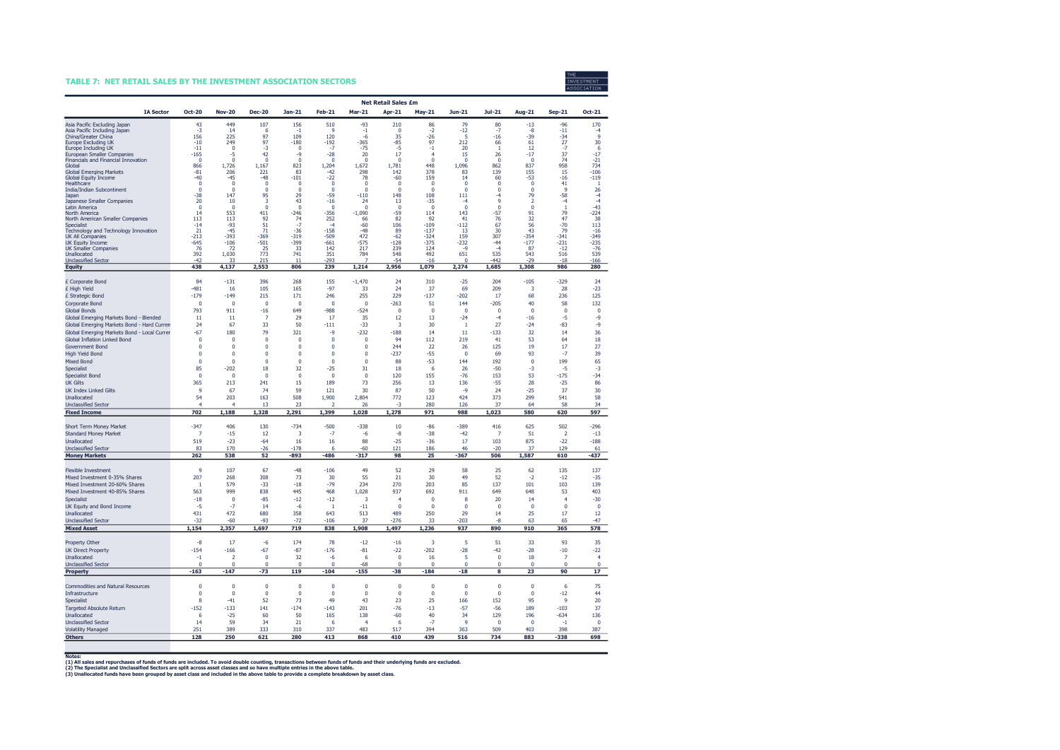## TABLE 7: NET RETAIL SALES BY THE INVESTMENT ASSOCIATION SECTORS

| IA Sector | Oct-20 | Nov-20 | Dec-20 | Jan-21 | Feb-21 | Mar-21 | Apr-21 | May-21 | Jun-21 | Jul-21 | Aug-21 | Sep-21 | Oct-21 |
|---|---|---|---|---|---|---|---|---|---|---|---|---|---|
| | Net Retail Sales £m | | | | | | | | | | | | |
| Asia Pacific Excluding Japan | 43 | 449 | 107 | 156 | 510 | -93 | 210 | 86 | 79 | 80 | -13 | -96 | 170 |
| Asia Pacific Including Japan | -3 | 14 | 6 | -1 | 9 | -1 | 0 | -2 | -12 | -7 | -8 | -11 | -4 |
| China/Greater China | 156 | 225 | 97 | 109 | 120 | -6 | 35 | -26 | 5 | -16 | -39 | -34 | 9 |
| Europe Excluding UK | -10 | 249 | 97 | -180 | -192 | -365 | -85 | 97 | 212 | 66 | 61 | 27 | 30 |
| Europe Including UK | -11 | 0 | -3 | 0 | -7 | -75 | -5 | -1 | 20 | 1 | 12 | -7 | 6 |
| European Smaller Companies | -165 | -5 | 42 | -9 | -28 | 20 | 17 | 4 | 15 | 26 | -17 | 37 | -17 |
| Financials and Financial Innovation | 0 | 0 | 0 | 0 | 0 | 0 | 0 | 0 | 0 | 0 | 0 | 74 | -21 |
| Global | 866 | 1,726 | 1,167 | 823 | 1,204 | 1,672 | 1,781 | 448 | 1,096 | 862 | 837 | 958 | 734 |
| Global Emerging Markets | -81 | 206 | 221 | 83 | -42 | 298 | 142 | 378 | 83 | 139 | 155 | 15 | -106 |
| Global Equity Income | -40 | -45 | -48 | -101 | -22 | 78 | -60 | 159 | 14 | 60 | -53 | -16 | -119 |
| Healthcare | 0 | 0 | 0 | 0 | 0 | 0 | 0 | 0 | 0 | 0 | 0 | 41 | 1 |
| India/Indian Subcontinent | 0 | 0 | 0 | 0 | 0 | 0 | 0 | 0 | 0 | 0 | 0 | 9 | 26 |
| Japan | -38 | 147 | 95 | 29 | -59 | -110 | 148 | 108 | 111 | -4 | 79 | -58 | -4 |
| Japanese Smaller Companies | 20 | 10 | 3 | 43 | -16 | 24 | 13 | -35 | -4 | 9 | 2 | -4 | -4 |
| Latin America | 0 | 0 | 0 | 0 | 0 | 0 | 0 | 0 | 0 | 0 | 0 | 1 | -43 |
| North America | 14 | 553 | 411 | -246 | -356 | -1,090 | -59 | 114 | 143 | -57 | 91 | 79 | -224 |
| North American Smaller Companies | 113 | 113 | 92 | 74 | 252 | 66 | 82 | 92 | 41 | 76 | 32 | 47 | 38 |
| Specialist | -14 | -93 | 51 | -7 | -4 | -60 | 106 | -109 | -112 | 67 | 56 | -70 | 113 |
| Technology and Technology Innovation | 21 | -45 | 71 | -36 | -158 | -48 | 89 | -137 | 13 | 30 | 43 | 79 | -16 |
| UK All Companies | -213 | -393 | -369 | -319 | -509 | 472 | -62 | -324 | 159 | 307 | -354 | -341 | -349 |
| UK Equity Income | -645 | -106 | -501 | -399 | -661 | -575 | -128 | -375 | -232 | -44 | -177 | -231 | -235 |
| UK Smaller Companies | 76 | 72 | 25 | 33 | 142 | 217 | 239 | 124 | -9 | -4 | 87 | -12 | -76 |
| Unallocated | 392 | 1,030 | 773 | 741 | 351 | 784 | 548 | 492 | 651 | 535 | 543 | 516 | 539 |
| Unclassified Sector | -42 | 33 | 215 | 11 | -293 | 7 | -54 | -16 | 0 | -442 | -29 | -18 | -166 |
| **Equity** | **438** | **4,137** | **2,553** | **806** | **239** | **1,214** | **2,956** | **1,079** | **2,274** | **1,685** | **1,308** | **986** | **280** |
| £ Corporate Bond | 84 | -131 | 396 | 268 | 155 | -1,470 | 24 | 310 | -25 | 204 | -105 | -329 | 24 |
| £ High Yield | -481 | 16 | 105 | 165 | -97 | 33 | 24 | 37 | 69 | 209 | 3 | 28 | -23 |
| £ Strategic Bond | -179 | -149 | 215 | 171 | 246 | 255 | 229 | -137 | -202 | 17 | 68 | 236 | 125 |
| Corporate Bond | 0 | 0 | 0 | 0 | 0 | 0 | -263 | 51 | 144 | -205 | 40 | 58 | 132 |
| Global Bonds | 793 | 911 | -16 | 649 | -988 | -524 | 0 | 0 | 0 | 0 | 0 | 0 | 0 |
| Global Emerging Markets Bond - Blended | 11 | 11 | 7 | 29 | 17 | 35 | 12 | 13 | -24 | -4 | -16 | -5 | -9 |
| Global Emerging Markets Bond - Hard Curren | 24 | 67 | 33 | 50 | -111 | -33 | 3 | 30 | 1 | 27 | -24 | -83 | -9 |
| Global Emerging Markets Bond - Local Currer | -67 | 180 | 79 | 321 | -9 | -232 | -188 | 14 | 11 | -133 | 32 | 14 | 36 |
| Global Inflation Linked Bond | 0 | 0 | 0 | 0 | 0 | 0 | 94 | 112 | 219 | 41 | 53 | 64 | 18 |
| Government Bond | 0 | 0 | 0 | 0 | 0 | 0 | 244 | 22 | 26 | 125 | 19 | 17 | 27 |
| High Yield Bond | 0 | 0 | 0 | 0 | 0 | 0 | -237 | -55 | 0 | 69 | 93 | -7 | 39 |
| Mixed Bond | 0 | 0 | 0 | 0 | 0 | 0 | 88 | -53 | 144 | 192 | 0 | 199 | 65 |
| Specialist | 85 | -202 | 18 | 32 | -25 | 31 | 18 | 6 | 26 | -50 | -3 | -5 | -3 |
| Specialist Bond | 0 | 0 | 0 | 0 | 0 | 0 | 120 | 155 | -76 | 153 | 53 | -175 | -34 |
| UK Gilts | 365 | 213 | 241 | 15 | 189 | 73 | 256 | 13 | 136 | -55 | 28 | -25 | 86 |
| UK Index Linked Gilts | 9 | 67 | 74 | 59 | 121 | 30 | 87 | 50 | -9 | 24 | -25 | 37 | 30 |
| Unallocated | 54 | 203 | 163 | 508 | 1,900 | 2,804 | 772 | 123 | 424 | 373 | 299 | 541 | 58 |
| Unclassified Sector | 4 | 4 | 13 | 23 | 2 | 26 | -3 | 280 | 126 | 37 | 64 | 58 | 34 |
| **Fixed Income** | **702** | **1,188** | **1,328** | **2,291** | **1,399** | **1,028** | **1,278** | **971** | **988** | **1,023** | **580** | **620** | **597** |
| Short Term Money Market | -347 | 406 | 130 | -734 | -500 | -338 | 10 | -86 | -389 | 416 | 625 | 502 | -296 |
| Standard Money Market | 7 | -15 | 12 | 3 | -7 | -6 | -8 | -38 | -42 | 7 | 51 | 2 | -13 |
| Unallocated | 519 | -23 | -64 | 16 | 16 | 88 | -25 | -36 | 17 | 103 | 875 | -22 | -188 |
| Unclassified Sector | 83 | 170 | -26 | -178 | 6 | -60 | 121 | 186 | 46 | -20 | 37 | 129 | 61 |
| **Money Markets** | **262** | **538** | **52** | **-893** | **-486** | **-317** | **98** | **25** | **-367** | **506** | **1,587** | **610** | **-437** |
| Flexible Investment | 9 | 107 | 67 | -48 | -106 | 49 | 52 | 29 | 58 | 25 | 62 | 135 | 137 |
| Mixed Investment 0-35% Shares | 207 | 268 | 308 | 73 | 30 | 55 | 21 | 30 | 49 | 52 | -2 | -12 | -35 |
| Mixed Investment 20-60% Shares | 1 | 579 | -33 | -18 | -79 | 234 | 270 | 203 | 85 | 137 | 101 | 103 | 139 |
| Mixed Investment 40-85% Shares | 563 | 999 | 838 | 445 | 468 | 1,028 | 937 | 692 | 911 | 649 | 648 | 53 | 403 |
| Specialist | -18 | 0 | -85 | -12 | -12 | 3 | 4 | 0 | 8 | 20 | 14 | 4 | -30 |
| UK Equity and Bond Income | -5 | -7 | 14 | -6 | 1 | -11 | 0 | 0 | 0 | 0 | 0 | 0 | 0 |
| Unallocated | 431 | 472 | 680 | 358 | 643 | 513 | 489 | 250 | 29 | 14 | 25 | 17 | 12 |
| Unclassified Sector | -32 | -60 | -93 | -72 | -106 | 37 | -276 | 33 | -203 | -8 | 63 | 65 | -47 |
| **Mixed Asset** | **1,154** | **2,357** | **1,697** | **719** | **838** | **1,908** | **1,497** | **1,236** | **937** | **890** | **910** | **365** | **578** |
| Property Other | -8 | 17 | -6 | 174 | 78 | -12 | -16 | 3 | 5 | 51 | 33 | 93 | 35 |
| UK Direct Property | -154 | -166 | -67 | -87 | -176 | -81 | -22 | -202 | -28 | -42 | -28 | -10 | -22 |
| Unallocated | -1 | 2 | 0 | 32 | -6 | 6 | 0 | 16 | 5 | 0 | 18 | 7 | 4 |
| Unclassified Sector | 0 | 0 | 0 | 0 | 0 | -68 | 0 | 0 | 0 | 0 | 0 | 0 | 0 |
| **Property** | **-163** | **-147** | **-73** | **119** | **-104** | **-155** | **-38** | **-184** | **-18** | **8** | **23** | **90** | **17** |
| Commodities and Natural Resources | 0 | 0 | 0 | 0 | 0 | 0 | 0 | 0 | 0 | 0 | 0 | 6 | 75 |
| Infrastructure | 0 | 0 | 0 | 0 | 0 | 0 | 0 | 0 | 0 | 0 | 0 | -12 | 44 |
| Specialist | 8 | -41 | 52 | 73 | 49 | 43 | 23 | 25 | 166 | 152 | 95 | 9 | 20 |
| Targeted Absolute Return | -152 | -133 | 141 | -174 | -143 | 201 | -76 | -13 | -57 | -56 | 189 | -103 | 37 |
| Unallocated | 6 | -25 | 60 | 50 | 165 | 138 | -60 | 40 | 34 | 129 | 196 | -634 | 136 |
| Unclassified Sector | 14 | 59 | 34 | 21 | 6 | 4 | 6 | -7 | 9 | 0 | 0 | -1 | 0 |
| Volatility Managed | 251 | 389 | 333 | 310 | 337 | 483 | 517 | 394 | 363 | 509 | 403 | 398 | 387 |
| **Others** | **128** | **250** | **621** | **280** | **413** | **868** | **410** | **439** | **516** | **734** | **883** | **-338** | **698** |

**Notes:**

**(1) All sales and repurchases of funds of funds are included. To avoid double counting, transactions between funds of funds and their underlying funds are excluded.**

**(2) The Specialist and Unclassified Sectors are split across asset classes and so have multiple entries in the above table.**

**(3) Unallocated funds have been grouped by asset class and included in the above table to provide a complete breakdown by asset class.**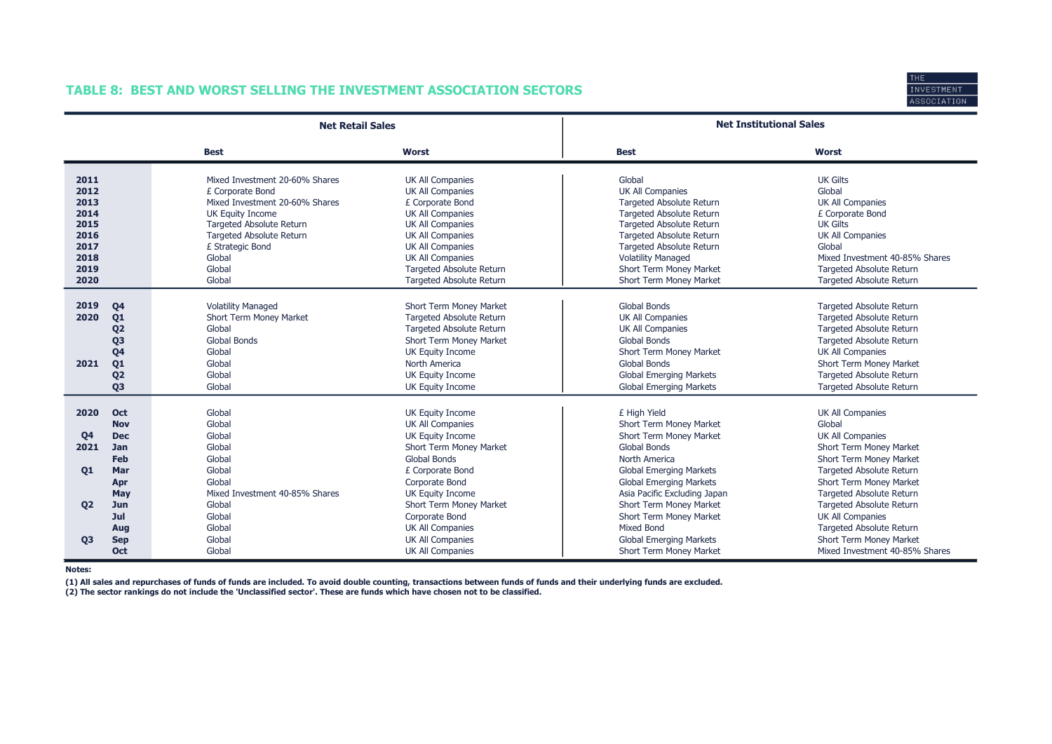## TABLE 8: BEST AND WORST SELLING THE INVESTMENT ASSOCIATION SECTORS

| | | Net Retail Sales | | Net Institutional Sales | |
|---|---|---|---|---|---|
| | | **Best** | **Worst** | **Best** | **Worst** |
| **2011** | | Mixed Investment 20-60% Shares | UK All Companies | Global | UK Gilts |
| **2012** | | £ Corporate Bond | UK All Companies | UK All Companies | Global |
| **2013** | | Mixed Investment 20-60% Shares | £ Corporate Bond | Targeted Absolute Return | UK All Companies |
| **2014** | | UK Equity Income | UK All Companies | Targeted Absolute Return | £ Corporate Bond |
| **2015** | | Targeted Absolute Return | UK All Companies | Targeted Absolute Return | UK Gilts |
| **2016** | | Targeted Absolute Return | UK All Companies | Targeted Absolute Return | UK All Companies |
| **2017** | | £ Strategic Bond | UK All Companies | Targeted Absolute Return | Global |
| **2018** | | Global | UK All Companies | Volatility Managed | Mixed Investment 40-85% Shares |
| **2019** | | Global | Targeted Absolute Return | Short Term Money Market | Targeted Absolute Return |
| **2020** | | Global | Targeted Absolute Return | Short Term Money Market | Targeted Absolute Return |
| **2019** | **Q4** | Volatility Managed | Short Term Money Market | Global Bonds | Targeted Absolute Return |
| **2020** | **Q1** | Short Term Money Market | Targeted Absolute Return | UK All Companies | Targeted Absolute Return |
| | **Q2** | Global | Targeted Absolute Return | UK All Companies | Targeted Absolute Return |
| | **Q3** | Global Bonds | Short Term Money Market | Global Bonds | Targeted Absolute Return |
| | **Q4** | Global | UK Equity Income | Short Term Money Market | UK All Companies |
| **2021** | **Q1** | Global | North America | Global Bonds | Short Term Money Market |
| | **Q2** | Global | UK Equity Income | Global Emerging Markets | Targeted Absolute Return |
| | **Q3** | Global | UK Equity Income | Global Emerging Markets | Targeted Absolute Return |
| **2020** | **Oct** | Global | UK Equity Income | £ High Yield | UK All Companies |
| | **Nov** | Global | UK All Companies | Short Term Money Market | Global |
| **Q4** | **Dec** | Global | UK Equity Income | Short Term Money Market | UK All Companies |
| **2021** | **Jan** | Global | Short Term Money Market | Global Bonds | Short Term Money Market |
| | **Feb** | Global | Global Bonds | North America | Short Term Money Market |
| **Q1** | **Mar** | Global | £ Corporate Bond | Global Emerging Markets | Targeted Absolute Return |
| | **Apr** | Global | Corporate Bond | Global Emerging Markets | Short Term Money Market |
| | **May** | Mixed Investment 40-85% Shares | UK Equity Income | Asia Pacific Excluding Japan | Targeted Absolute Return |
| **Q2** | **Jun** | Global | Short Term Money Market | Short Term Money Market | Targeted Absolute Return |
| | **Jul** | Global | Corporate Bond | Short Term Money Market | UK All Companies |
| | **Aug** | Global | UK All Companies | Mixed Bond | Targeted Absolute Return |
| **Q3** | **Sep** | Global | UK All Companies | Global Emerging Markets | Short Term Money Market |
| | **Oct** | Global | UK All Companies | Short Term Money Market | Mixed Investment 40-85% Shares |

**Notes:**

**(1) All sales and repurchases of funds of funds are included. To avoid double counting, transactions between funds of funds and their underlying funds are excluded.**
**(2) The sector rankings do not include the 'Unclassified sector'. These are funds which have chosen not to be classified.**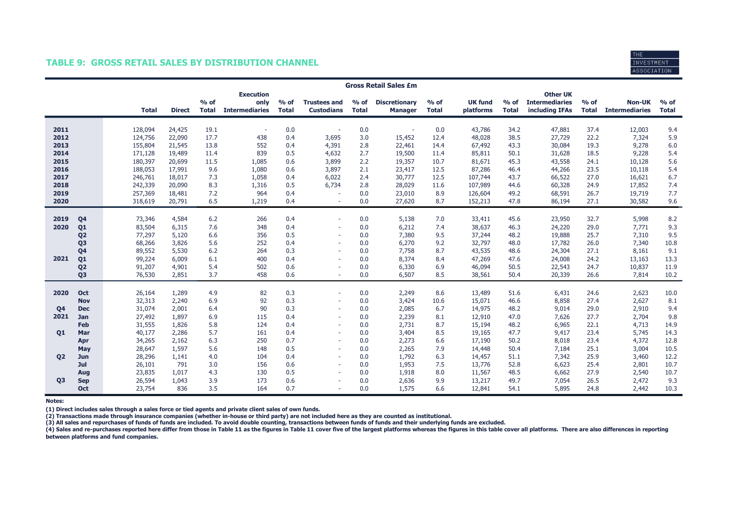## TABLE 9: GROSS RETAIL SALES BY DISTRIBUTION CHANNEL

| | | Gross Retail Sales £m | | | | | | | | | | | | | | | |
|---|---|---|---|---|---|---|---|---|---|---|---|---|---|---|---|---|---|
| | | Total | Direct | % of Total | Execution only Intermediaries | % of Total | Trustees and Custodians | % of Total | Discretionary Manager | % of Total | UK fund platforms | % of Total | Other UK Intermediaries including IFAs | % of Total | Non-UK Intermediaries | % of Total |
| 2011 | | 128,094 | 24,425 | 19.1 | - | 0.0 | - | 0.0 | - | 0.0 | 43,786 | 34.2 | 47,881 | 37.4 | 12,003 | 9.4 |
| 2012 | | 124,756 | 22,090 | 17.7 | 438 | 0.4 | 3,695 | 3.0 | 15,452 | 12.4 | 48,028 | 38.5 | 27,729 | 22.2 | 7,324 | 5.9 |
| 2013 | | 155,804 | 21,545 | 13.8 | 552 | 0.4 | 4,391 | 2.8 | 22,461 | 14.4 | 67,492 | 43.3 | 30,084 | 19.3 | 9,278 | 6.0 |
| 2014 | | 171,128 | 19,489 | 11.4 | 839 | 0.5 | 4,632 | 2.7 | 19,500 | 11.4 | 85,811 | 50.1 | 31,628 | 18.5 | 9,228 | 5.4 |
| 2015 | | 180,397 | 20,699 | 11.5 | 1,085 | 0.6 | 3,899 | 2.2 | 19,357 | 10.7 | 81,671 | 45.3 | 43,558 | 24.1 | 10,128 | 5.6 |
| 2016 | | 188,053 | 17,991 | 9.6 | 1,080 | 0.6 | 3,897 | 2.1 | 23,417 | 12.5 | 87,286 | 46.4 | 44,266 | 23.5 | 10,118 | 5.4 |
| 2017 | | 246,761 | 18,017 | 7.3 | 1,058 | 0.4 | 6,022 | 2.4 | 30,777 | 12.5 | 107,744 | 43.7 | 66,522 | 27.0 | 16,621 | 6.7 |
| 2018 | | 242,339 | 20,090 | 8.3 | 1,316 | 0.5 | 6,734 | 2.8 | 28,029 | 11.6 | 107,989 | 44.6 | 60,328 | 24.9 | 17,852 | 7.4 |
| 2019 | | 257,369 | 18,481 | 7.2 | 964 | 0.4 | - | 0.0 | 23,010 | 8.9 | 126,604 | 49.2 | 68,591 | 26.7 | 19,719 | 7.7 |
| 2020 | | 318,619 | 20,791 | 6.5 | 1,219 | 0.4 | - | 0.0 | 27,620 | 8.7 | 152,213 | 47.8 | 86,194 | 27.1 | 30,582 | 9.6 |
| 2019 | Q4 | 73,346 | 4,584 | 6.2 | 266 | 0.4 | - | 0.0 | 5,138 | 7.0 | 33,411 | 45.6 | 23,950 | 32.7 | 5,998 | 8.2 |
| 2020 | Q1 | 83,504 | 6,315 | 7.6 | 348 | 0.4 | - | 0.0 | 6,212 | 7.4 | 38,637 | 46.3 | 24,220 | 29.0 | 7,771 | 9.3 |
| | Q2 | 77,297 | 5,120 | 6.6 | 356 | 0.5 | - | 0.0 | 7,380 | 9.5 | 37,244 | 48.2 | 19,888 | 25.7 | 7,310 | 9.5 |
| | Q3 | 68,266 | 3,826 | 5.6 | 252 | 0.4 | - | 0.0 | 6,270 | 9.2 | 32,797 | 48.0 | 17,782 | 26.0 | 7,340 | 10.8 |
| | Q4 | 89,552 | 5,530 | 6.2 | 264 | 0.3 | - | 0.0 | 7,758 | 8.7 | 43,535 | 48.6 | 24,304 | 27.1 | 8,161 | 9.1 |
| 2021 | Q1 | 99,224 | 6,009 | 6.1 | 400 | 0.4 | - | 0.0 | 8,374 | 8.4 | 47,269 | 47.6 | 24,008 | 24.2 | 13,163 | 13.3 |
| | Q2 | 91,207 | 4,901 | 5.4 | 502 | 0.6 | - | 0.0 | 6,330 | 6.9 | 46,094 | 50.5 | 22,543 | 24.7 | 10,837 | 11.9 |
| | Q3 | 76,530 | 2,851 | 3.7 | 458 | 0.6 | - | 0.0 | 6,507 | 8.5 | 38,561 | 50.4 | 20,339 | 26.6 | 7,814 | 10.2 |
| 2020 | Oct | 26,164 | 1,289 | 4.9 | 82 | 0.3 | - | 0.0 | 2,249 | 8.6 | 13,489 | 51.6 | 6,431 | 24.6 | 2,623 | 10.0 |
| | Nov | 32,313 | 2,240 | 6.9 | 92 | 0.3 | - | 0.0 | 3,424 | 10.6 | 15,071 | 46.6 | 8,858 | 27.4 | 2,627 | 8.1 |
| Q4 | Dec | 31,074 | 2,001 | 6.4 | 90 | 0.3 | - | 0.0 | 2,085 | 6.7 | 14,975 | 48.2 | 9,014 | 29.0 | 2,910 | 9.4 |
| 2021 | Jan | 27,492 | 1,897 | 6.9 | 115 | 0.4 | - | 0.0 | 2,239 | 8.1 | 12,910 | 47.0 | 7,626 | 27.7 | 2,704 | 9.8 |
| | Feb | 31,555 | 1,826 | 5.8 | 124 | 0.4 | - | 0.0 | 2,731 | 8.7 | 15,194 | 48.2 | 6,965 | 22.1 | 4,713 | 14.9 |
| Q1 | Mar | 40,177 | 2,286 | 5.7 | 161 | 0.4 | - | 0.0 | 3,404 | 8.5 | 19,165 | 47.7 | 9,417 | 23.4 | 5,745 | 14.3 |
| | Apr | 34,265 | 2,162 | 6.3 | 250 | 0.7 | - | 0.0 | 2,273 | 6.6 | 17,190 | 50.2 | 8,018 | 23.4 | 4,372 | 12.8 |
| | May | 28,647 | 1,597 | 5.6 | 148 | 0.5 | - | 0.0 | 2,265 | 7.9 | 14,448 | 50.4 | 7,184 | 25.1 | 3,004 | 10.5 |
| Q2 | Jun | 28,296 | 1,141 | 4.0 | 104 | 0.4 | - | 0.0 | 1,792 | 6.3 | 14,457 | 51.1 | 7,342 | 25.9 | 3,460 | 12.2 |
| | Jul | 26,101 | 791 | 3.0 | 156 | 0.6 | - | 0.0 | 1,953 | 7.5 | 13,776 | 52.8 | 6,623 | 25.4 | 2,801 | 10.7 |
| | Aug | 23,835 | 1,017 | 4.3 | 130 | 0.5 | - | 0.0 | 1,918 | 8.0 | 11,567 | 48.5 | 6,662 | 27.9 | 2,540 | 10.7 |
| Q3 | Sep | 26,594 | 1,043 | 3.9 | 173 | 0.6 | - | 0.0 | 2,636 | 9.9 | 13,217 | 49.7 | 7,054 | 26.5 | 2,472 | 9.3 |
| | Oct | 23,754 | 836 | 3.5 | 164 | 0.7 | - | 0.0 | 1,575 | 6.6 | 12,841 | 54.1 | 5,895 | 24.8 | 2,442 | 10.3 |

**Notes:**

**(1) Direct includes sales through a sales force or tied agents and private client sales of own funds.**

**(2) Transactions made through insurance companies (whether in-house or third party) are not included here as they are counted as institutional.**

**(3) All sales and repurchases of funds of funds are included. To avoid double counting, transactions between funds of funds and their underlying funds are excluded.**

**(4) Sales and re-purchases reported here differ from those in Table 11 as the figures in Table 11 cover five of the largest platforms whereas the figures in this table cover all platforms. There are also differences in reporting between platforms and fund companies.**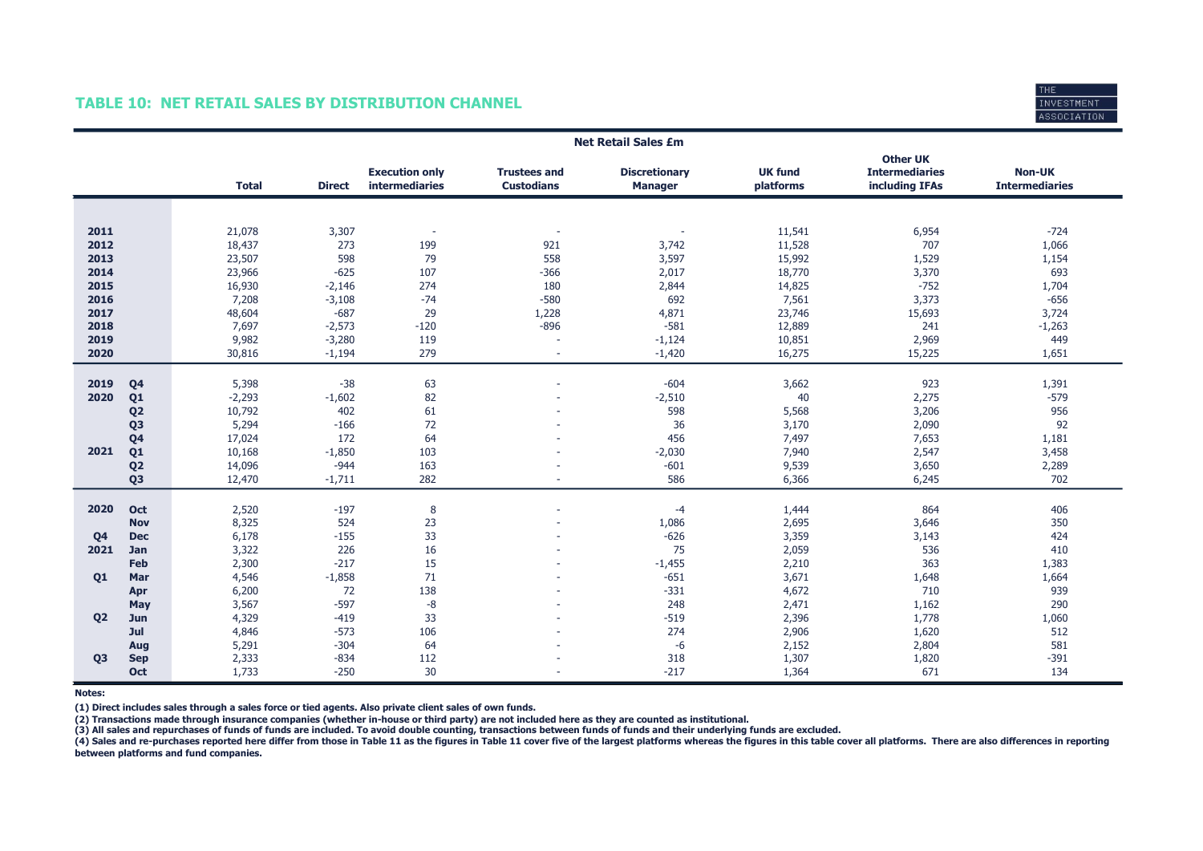## TABLE 10: NET RETAIL SALES BY DISTRIBUTION CHANNEL

| | | Net Retail Sales £m | | | | | | | |
|---|---|---|---|---|---|---|---|---|---|
| | | **Total** | **Direct** | **Execution only intermediaries** | **Trustees and Custodians** | **Discretionary Manager** | **UK fund platforms** | **Other UK Intermediaries including IFAs** | **Non-UK Intermediaries** |
| **2011** | | 21,078 | 3,307 | - | - | - | 11,541 | 6,954 | -724 |
| **2012** | | 18,437 | 273 | 199 | 921 | 3,742 | 11,528 | 707 | 1,066 |
| **2013** | | 23,507 | 598 | 79 | 558 | 3,597 | 15,992 | 1,529 | 1,154 |
| **2014** | | 23,966 | -625 | 107 | -366 | 2,017 | 18,770 | 3,370 | 693 |
| **2015** | | 16,930 | -2,146 | 274 | 180 | 2,844 | 14,825 | -752 | 1,704 |
| **2016** | | 7,208 | -3,108 | -74 | -580 | 692 | 7,561 | 3,373 | -656 |
| **2017** | | 48,604 | -687 | 29 | 1,228 | 4,871 | 23,746 | 15,693 | 3,724 |
| **2018** | | 7,697 | -2,573 | -120 | -896 | -581 | 12,889 | 241 | -1,263 |
| **2019** | | 9,982 | -3,280 | 119 | - | -1,124 | 10,851 | 2,969 | 449 |
| **2020** | | 30,816 | -1,194 | 279 | - | -1,420 | 16,275 | 15,225 | 1,651 |
| **2019** | **Q4** | 5,398 | -38 | 63 | - | -604 | 3,662 | 923 | 1,391 |
| **2020** | **Q1** | -2,293 | -1,602 | 82 | - | -2,510 | 40 | 2,275 | -579 |
| | **Q2** | 10,792 | 402 | 61 | - | 598 | 5,568 | 3,206 | 956 |
| | **Q3** | 5,294 | -166 | 72 | - | 36 | 3,170 | 2,090 | 92 |
| | **Q4** | 17,024 | 172 | 64 | - | 456 | 7,497 | 7,653 | 1,181 |
| **2021** | **Q1** | 10,168 | -1,850 | 103 | - | -2,030 | 7,940 | 2,547 | 3,458 |
| | **Q2** | 14,096 | -944 | 163 | - | -601 | 9,539 | 3,650 | 2,289 |
| | **Q3** | 12,470 | -1,711 | 282 | - | 586 | 6,366 | 6,245 | 702 |
| **2020** | **Oct** | 2,520 | -197 | 8 | - | -4 | 1,444 | 864 | 406 |
| | **Nov** | 8,325 | 524 | 23 | - | 1,086 | 2,695 | 3,646 | 350 |
| **Q4** | **Dec** | 6,178 | -155 | 33 | - | -626 | 3,359 | 3,143 | 424 |
| **2021** | **Jan** | 3,322 | 226 | 16 | - | 75 | 2,059 | 536 | 410 |
| | **Feb** | 2,300 | -217 | 15 | - | -1,455 | 2,210 | 363 | 1,383 |
| **Q1** | **Mar** | 4,546 | -1,858 | 71 | - | -651 | 3,671 | 1,648 | 1,664 |
| | **Apr** | 6,200 | 72 | 138 | - | -331 | 4,672 | 710 | 939 |
| | **May** | 3,567 | -597 | -8 | - | 248 | 2,471 | 1,162 | 290 |
| **Q2** | **Jun** | 4,329 | -419 | 33 | - | -519 | 2,396 | 1,778 | 1,060 |
| | **Jul** | 4,846 | -573 | 106 | - | 274 | 2,906 | 1,620 | 512 |
| | **Aug** | 5,291 | -304 | 64 | - | -6 | 2,152 | 2,804 | 581 |
| **Q3** | **Sep** | 2,333 | -834 | 112 | - | 318 | 1,307 | 1,820 | -391 |
| | **Oct** | 1,733 | -250 | 30 | - | -217 | 1,364 | 671 | 134 |

**Notes:**

**(1) Direct includes sales through a sales force or tied agents. Also private client sales of own funds.**

**(2) Transactions made through insurance companies (whether in-house or third party) are not included here as they are counted as institutional.**

**(3) All sales and repurchases of funds of funds are included. To avoid double counting, transactions between funds of funds and their underlying funds are excluded.**

**(4) Sales and re-purchases reported here differ from those in Table 11 as the figures in Table 11 cover five of the largest platforms whereas the figures in this table cover all platforms. There are also differences in reporting between platforms and fund companies.**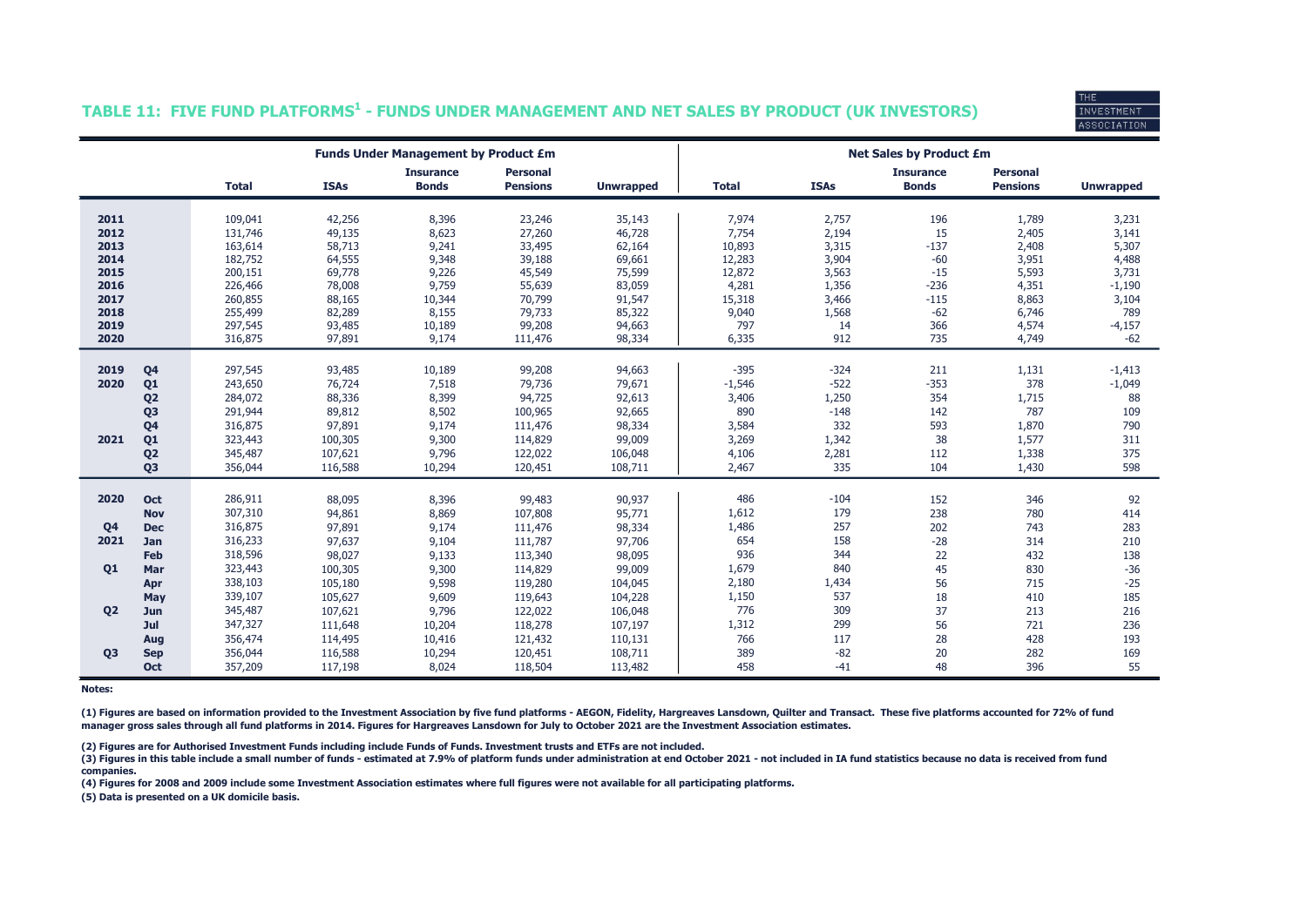## TABLE 11: FIVE FUND PLATFORMS[1] - FUNDS UNDER MANAGEMENT AND NET SALES BY PRODUCT (UK INVESTORS)

| | | Funds Under Management by Product £m | | | | | Net Sales by Product £m | | | | |
|---|---|---|---|---|---|---|---|---|---|---|---|
| | | Total | ISAs | Insurance Bonds | Personal Pensions | Unwrapped | Total | ISAs | Insurance Bonds | Personal Pensions | Unwrapped |
| 2011 | | 109,041 | 42,256 | 8,396 | 23,246 | 35,143 | 7,974 | 2,757 | 196 | 1,789 | 3,231 |
| 2012 | | 131,746 | 49,135 | 8,623 | 27,260 | 46,728 | 7,754 | 2,194 | 15 | 2,405 | 3,141 |
| 2013 | | 163,614 | 58,713 | 9,241 | 33,495 | 62,164 | 10,893 | 3,315 | -137 | 2,408 | 5,307 |
| 2014 | | 182,752 | 64,555 | 9,348 | 39,188 | 69,661 | 12,283 | 3,904 | -60 | 3,951 | 4,488 |
| 2015 | | 200,151 | 69,778 | 9,226 | 45,549 | 75,599 | 12,872 | 3,563 | -15 | 5,593 | 3,731 |
| 2016 | | 226,466 | 78,008 | 9,759 | 55,639 | 83,059 | 4,281 | 1,356 | -236 | 4,351 | -1,190 |
| 2017 | | 260,855 | 88,165 | 10,344 | 70,799 | 91,547 | 15,318 | 3,466 | -115 | 8,863 | 3,104 |
| 2018 | | 255,499 | 82,289 | 8,155 | 79,733 | 85,322 | 9,040 | 1,568 | -62 | 6,746 | 789 |
| 2019 | | 297,545 | 93,485 | 10,189 | 99,208 | 94,663 | 797 | 14 | 366 | 4,574 | -4,157 |
| 2020 | | 316,875 | 97,891 | 9,174 | 111,476 | 98,334 | 6,335 | 912 | 735 | 4,749 | -62 |
| 2019 | Q4 | 297,545 | 93,485 | 10,189 | 99,208 | 94,663 | -395 | -324 | 211 | 1,131 | -1,413 |
| 2020 | Q1 | 243,650 | 76,724 | 7,518 | 79,736 | 79,671 | -1,546 | -522 | -353 | 378 | -1,049 |
| | Q2 | 284,072 | 88,336 | 8,399 | 94,725 | 92,613 | 3,406 | 1,250 | 354 | 1,715 | 88 |
| | Q3 | 291,944 | 89,812 | 8,502 | 100,965 | 92,665 | 890 | -148 | 142 | 787 | 109 |
| | Q4 | 316,875 | 97,891 | 9,174 | 111,476 | 98,334 | 3,584 | 332 | 593 | 1,870 | 790 |
| 2021 | Q1 | 323,443 | 100,305 | 9,300 | 114,829 | 99,009 | 3,269 | 1,342 | 38 | 1,577 | 311 |
| | Q2 | 345,487 | 107,621 | 9,796 | 122,022 | 106,048 | 4,106 | 2,281 | 112 | 1,338 | 375 |
| | Q3 | 356,044 | 116,588 | 10,294 | 120,451 | 108,711 | 2,467 | 335 | 104 | 1,430 | 598 |
| 2020 | Oct | 286,911 | 88,095 | 8,396 | 99,483 | 90,937 | 486 | -104 | 152 | 346 | 92 |
| | Nov | 307,310 | 94,861 | 8,869 | 107,808 | 95,771 | 1,612 | 179 | 238 | 780 | 414 |
| Q4 | Dec | 316,875 | 97,891 | 9,174 | 111,476 | 98,334 | 1,486 | 257 | 202 | 743 | 283 |
| 2021 | Jan | 316,233 | 97,637 | 9,104 | 111,787 | 97,706 | 654 | 158 | -28 | 314 | 210 |
| | Feb | 318,596 | 98,027 | 9,133 | 113,340 | 98,095 | 936 | 344 | 22 | 432 | 138 |
| Q1 | Mar | 323,443 | 100,305 | 9,300 | 114,829 | 99,009 | 1,679 | 840 | 45 | 830 | -36 |
| | Apr | 338,103 | 105,180 | 9,598 | 119,280 | 104,045 | 2,180 | 1,434 | 56 | 715 | -25 |
| | May | 339,107 | 105,627 | 9,609 | 119,643 | 104,228 | 1,150 | 537 | 18 | 410 | 185 |
| Q2 | Jun | 345,487 | 107,621 | 9,796 | 122,022 | 106,048 | 776 | 309 | 37 | 213 | 216 |
| | Jul | 347,327 | 111,648 | 10,204 | 118,278 | 107,197 | 1,312 | 299 | 56 | 721 | 236 |
| | Aug | 356,474 | 114,495 | 10,416 | 121,432 | 110,131 | 766 | 117 | 28 | 428 | 193 |
| Q3 | Sep | 356,044 | 116,588 | 10,294 | 120,451 | 108,711 | 389 | -82 | 20 | 282 | 169 |
| | Oct | 357,209 | 117,198 | 8,024 | 118,504 | 113,482 | 458 | -41 | 48 | 396 | 55 |

**Notes:**

**(1) Figures are based on information provided to the Investment Association by five fund platforms - AEGON, Fidelity, Hargreaves Lansdown, Quilter and Transact. These five platforms accounted for 72% of fund manager gross sales through all fund platforms in 2014. Figures for Hargreaves Lansdown for July to October 2021 are the Investment Association estimates.**

**(2) Figures are for Authorised Investment Funds including include Funds of Funds. Investment trusts and ETFs are not included.**

**(3) Figures in this table include a small number of funds - estimated at 7.9% of platform funds under administration at end October 2021 - not included in IA fund statistics because no data is received from fund companies.**

**(4) Figures for 2008 and 2009 include some Investment Association estimates where full figures were not available for all participating platforms.**

**(5) Data is presented on a UK domicile basis.**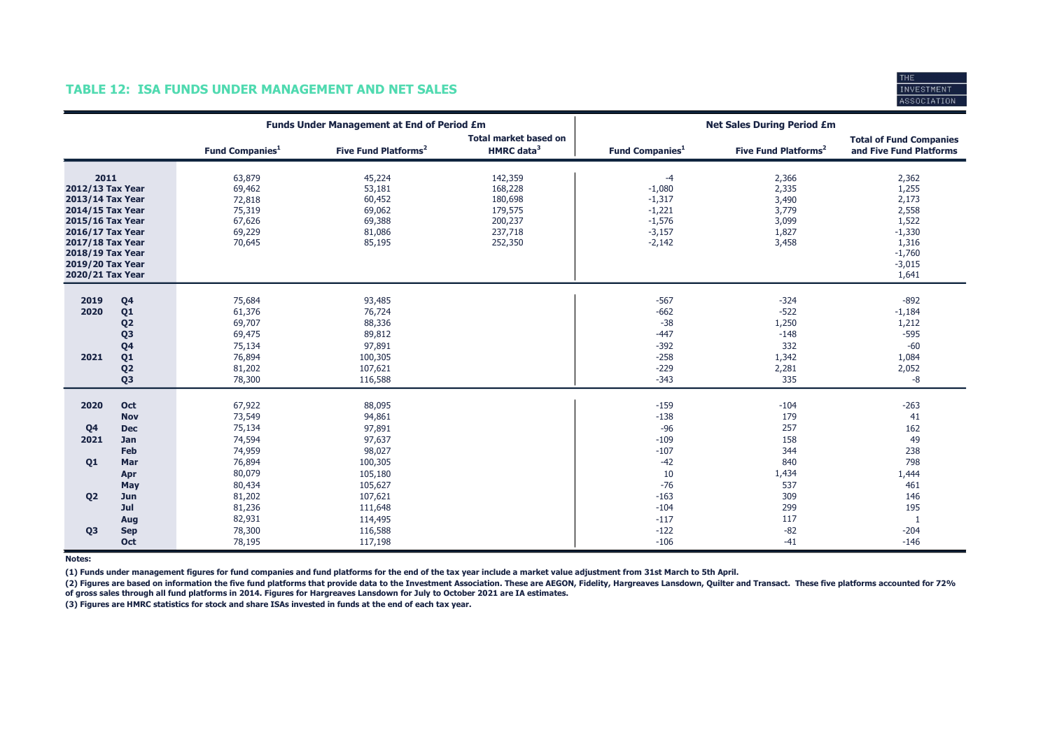## TABLE 12: ISA FUNDS UNDER MANAGEMENT AND NET SALES

| | | Funds Under Management at End of Period £m | | | Net Sales During Period £m | | |
|---|---|---|---|---|---|---|---|
| | | Fund Companies[1] | Five Fund Platforms[2] | Total market based on HMRC data[3] | Fund Companies[1] | Five Fund Platforms[2] | Total of Fund Companies and Five Fund Platforms |
| **2011** | | 63,879 | 45,224 | 142,359 | -4 | 2,366 | 2,362 |
| **2012/13 Tax Year** | | 69,462 | 53,181 | 168,228 | -1,080 | 2,335 | 1,255 |
| **2013/14 Tax Year** | | 72,818 | 60,452 | 180,698 | -1,317 | 3,490 | 2,173 |
| **2014/15 Tax Year** | | 75,319 | 69,062 | 179,575 | -1,221 | 3,779 | 2,558 |
| **2015/16 Tax Year** | | 67,626 | 69,388 | 200,237 | -1,576 | 3,099 | 1,522 |
| **2016/17 Tax Year** | | 69,229 | 81,086 | 237,718 | -3,157 | 1,827 | -1,330 |
| **2017/18 Tax Year** | | 70,645 | 85,195 | 252,350 | -2,142 | 3,458 | 1,316 |
| **2018/19 Tax Year** | | | | | | | -1,760 |
| **2019/20 Tax Year** | | | | | | | -3,015 |
| **2020/21 Tax Year** | | | | | | | 1,641 |
| **2019** | **Q4** | 75,684 | 93,485 | | -567 | -324 | -892 |
| **2020** | **Q1** | 61,376 | 76,724 | | -662 | -522 | -1,184 |
| | **Q2** | 69,707 | 88,336 | | -38 | 1,250 | 1,212 |
| | **Q3** | 69,475 | 89,812 | | -447 | -148 | -595 |
| | **Q4** | 75,134 | 97,891 | | -392 | 332 | -60 |
| **2021** | **Q1** | 76,894 | 100,305 | | -258 | 1,342 | 1,084 |
| | **Q2** | 81,202 | 107,621 | | -229 | 2,281 | 2,052 |
| | **Q3** | 78,300 | 116,588 | | -343 | 335 | -8 |
| **2020** | **Oct** | 67,922 | 88,095 | | -159 | -104 | -263 |
| | **Nov** | 73,549 | 94,861 | | -138 | 179 | 41 |
| **Q4** | **Dec** | 75,134 | 97,891 | | -96 | 257 | 162 |
| **2021** | **Jan** | 74,594 | 97,637 | | -109 | 158 | 49 |
| | **Feb** | 74,959 | 98,027 | | -107 | 344 | 238 |
| **Q1** | **Mar** | 76,894 | 100,305 | | -42 | 840 | 798 |
| | **Apr** | 80,079 | 105,180 | | 10 | 1,434 | 1,444 |
| | **May** | 80,434 | 105,627 | | -76 | 537 | 461 |
| **Q2** | **Jun** | 81,202 | 107,621 | | -163 | 309 | 146 |
| | **Jul** | 81,236 | 111,648 | | -104 | 299 | 195 |
| | **Aug** | 82,931 | 114,495 | | -117 | 117 | 1 |
| **Q3** | **Sep** | 78,300 | 116,588 | | -122 | -82 | -204 |
| | **Oct** | 78,195 | 117,198 | | -106 | -41 | -146 |

**Notes:**

**(1) Funds under management figures for fund companies and fund platforms for the end of the tax year include a market value adjustment from 31st March to 5th April.**

**(2) Figures are based on information the five fund platforms that provide data to the Investment Association. These are AEGON, Fidelity, Hargreaves Lansdown, Quilter and Transact. These five platforms accounted for 72% of gross sales through all fund platforms in 2014. Figures for Hargreaves Lansdown for July to October 2021 are IA estimates.**

**(3) Figures are HMRC statistics for stock and share ISAs invested in funds at the end of each tax year.**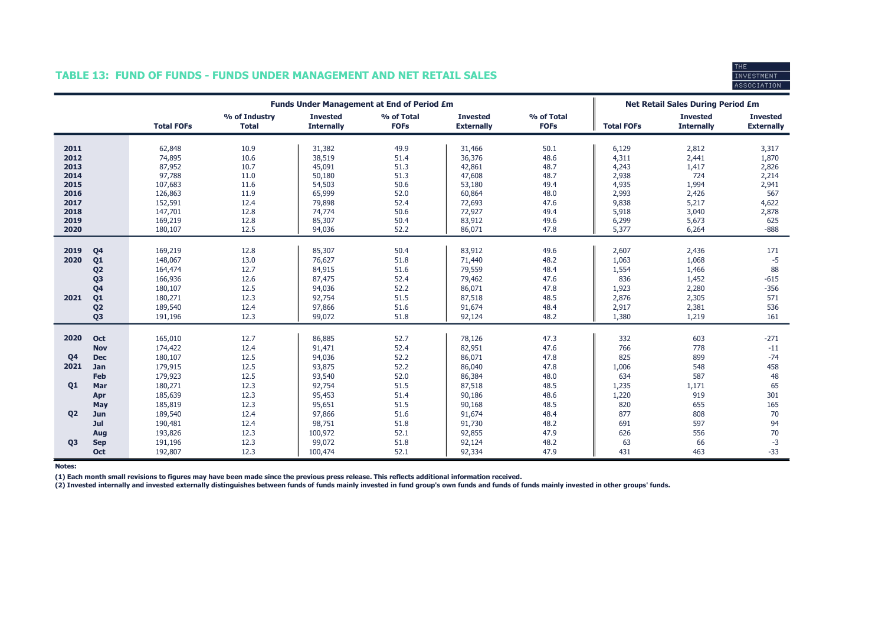## TABLE 13: FUND OF FUNDS - FUNDS UNDER MANAGEMENT AND NET RETAIL SALES

THE INVESTMENT ASSOCIATION

| | | Funds Under Management at End of Period £m | | | | | | Net Retail Sales During Period £m | | |
|---|---|---|---|---|---|---|---|---|---|---|
| | | **Total FOFs** | **% of Industry Total** | **Invested Internally** | **% of Total FOFs** | **Invested Externally** | **% of Total FOFs** | **Total FOFs** | **Invested Internally** | **Invested Externally** |
| **2011** | | 62,848 | 10.9 | 31,382 | 49.9 | 31,466 | 50.1 | 6,129 | 2,812 | 3,317 |
| **2012** | | 74,895 | 10.6 | 38,519 | 51.4 | 36,376 | 48.6 | 4,311 | 2,441 | 1,870 |
| **2013** | | 87,952 | 10.7 | 45,091 | 51.3 | 42,861 | 48.7 | 4,243 | 1,417 | 2,826 |
| **2014** | | 97,788 | 11.0 | 50,180 | 51.3 | 47,608 | 48.7 | 2,938 | 724 | 2,214 |
| **2015** | | 107,683 | 11.6 | 54,503 | 50.6 | 53,180 | 49.4 | 4,935 | 1,994 | 2,941 |
| **2016** | | 126,863 | 11.9 | 65,999 | 52.0 | 60,864 | 48.0 | 2,993 | 2,426 | 567 |
| **2017** | | 152,591 | 12.4 | 79,898 | 52.4 | 72,693 | 47.6 | 9,838 | 5,217 | 4,622 |
| **2018** | | 147,701 | 12.8 | 74,774 | 50.6 | 72,927 | 49.4 | 5,918 | 3,040 | 2,878 |
| **2019** | | 169,219 | 12.8 | 85,307 | 50.4 | 83,912 | 49.6 | 6,299 | 5,673 | 625 |
| **2020** | | 180,107 | 12.5 | 94,036 | 52.2 | 86,071 | 47.8 | 5,377 | 6,264 | -888 |
| **2019** | **Q4** | 169,219 | 12.8 | 85,307 | 50.4 | 83,912 | 49.6 | 2,607 | 2,436 | 171 |
| **2020** | **Q1** | 148,067 | 13.0 | 76,627 | 51.8 | 71,440 | 48.2 | 1,063 | 1,068 | -5 |
| | **Q2** | 164,474 | 12.7 | 84,915 | 51.6 | 79,559 | 48.4 | 1,554 | 1,466 | 88 |
| | **Q3** | 166,936 | 12.6 | 87,475 | 52.4 | 79,462 | 47.6 | 836 | 1,452 | -615 |
| | **Q4** | 180,107 | 12.5 | 94,036 | 52.2 | 86,071 | 47.8 | 1,923 | 2,280 | -356 |
| **2021** | **Q1** | 180,271 | 12.3 | 92,754 | 51.5 | 87,518 | 48.5 | 2,876 | 2,305 | 571 |
| | **Q2** | 189,540 | 12.4 | 97,866 | 51.6 | 91,674 | 48.4 | 2,917 | 2,381 | 536 |
| | **Q3** | 191,196 | 12.3 | 99,072 | 51.8 | 92,124 | 48.2 | 1,380 | 1,219 | 161 |
| **2020** | **Oct** | 165,010 | 12.7 | 86,885 | 52.7 | 78,126 | 47.3 | 332 | 603 | -271 |
| | **Nov** | 174,422 | 12.4 | 91,471 | 52.4 | 82,951 | 47.6 | 766 | 778 | -11 |
| **Q4** | **Dec** | 180,107 | 12.5 | 94,036 | 52.2 | 86,071 | 47.8 | 825 | 899 | -74 |
| **2021** | **Jan** | 179,915 | 12.5 | 93,875 | 52.2 | 86,040 | 47.8 | 1,006 | 548 | 458 |
| | **Feb** | 179,923 | 12.5 | 93,540 | 52.0 | 86,384 | 48.0 | 634 | 587 | 48 |
| **Q1** | **Mar** | 180,271 | 12.3 | 92,754 | 51.5 | 87,518 | 48.5 | 1,235 | 1,171 | 65 |
| | **Apr** | 185,639 | 12.3 | 95,453 | 51.4 | 90,186 | 48.6 | 1,220 | 919 | 301 |
| | **May** | 185,819 | 12.3 | 95,651 | 51.5 | 90,168 | 48.5 | 820 | 655 | 165 |
| **Q2** | **Jun** | 189,540 | 12.4 | 97,866 | 51.6 | 91,674 | 48.4 | 877 | 808 | 70 |
| | **Jul** | 190,481 | 12.4 | 98,751 | 51.8 | 91,730 | 48.2 | 691 | 597 | 94 |
| | **Aug** | 193,826 | 12.3 | 100,972 | 52.1 | 92,855 | 47.9 | 626 | 556 | 70 |
| **Q3** | **Sep** | 191,196 | 12.3 | 99,072 | 51.8 | 92,124 | 48.2 | 63 | 66 | -3 |
| | **Oct** | 192,807 | 12.3 | 100,474 | 52.1 | 92,334 | 47.9 | 431 | 463 | -33 |

**Notes:**

**(1) Each month small revisions to figures may have been made since the previous press release. This reflects additional information received.**

**(2) Invested internally and invested externally distinguishes between funds of funds mainly invested in fund group's own funds and funds of funds mainly invested in other groups' funds.**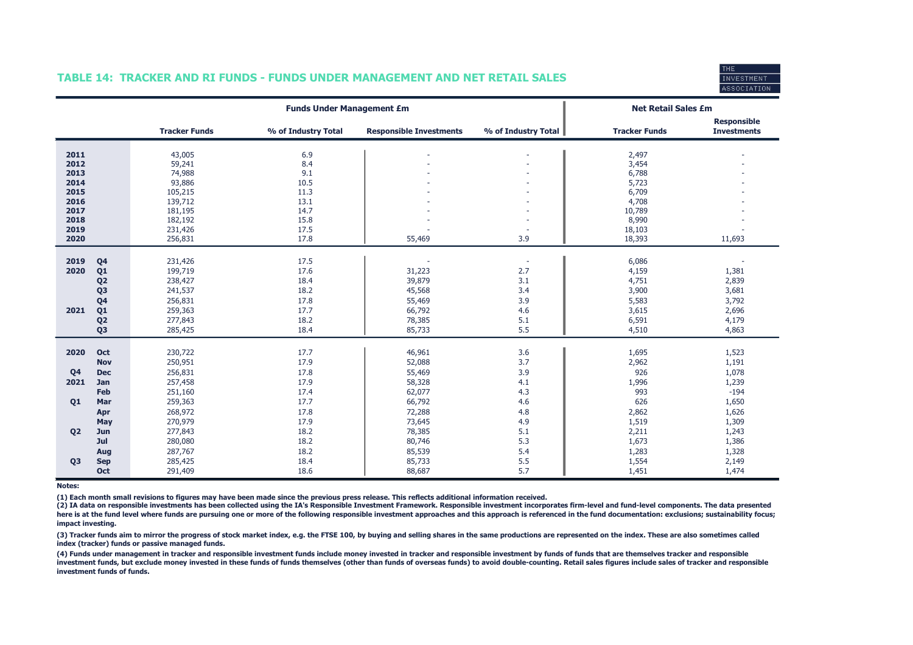## TABLE 14: TRACKER AND RI FUNDS - FUNDS UNDER MANAGEMENT AND NET RETAIL SALES

THE INVESTMENT ASSOCIATION

| | | Funds Under Management £m | | | | Net Retail Sales £m | |
|---|---|---|---|---|---|---|---|
| | | Tracker Funds | % of Industry Total | Responsible Investments | % of Industry Total | Tracker Funds | Responsible Investments |
| 2011 | | 43,005 | 6.9 | - | - | 2,497 | - |
| 2012 | | 59,241 | 8.4 | - | - | 3,454 | - |
| 2013 | | 74,988 | 9.1 | - | - | 6,788 | - |
| 2014 | | 93,886 | 10.5 | - | - | 5,723 | - |
| 2015 | | 105,215 | 11.3 | - | - | 6,709 | - |
| 2016 | | 139,712 | 13.1 | - | - | 4,708 | - |
| 2017 | | 181,195 | 14.7 | - | - | 10,789 | - |
| 2018 | | 182,192 | 15.8 | - | - | 8,990 | - |
| 2019 | | 231,426 | 17.5 | - | - | 18,103 | - |
| 2020 | | 256,831 | 17.8 | 55,469 | 3.9 | 18,393 | 11,693 |
| 2019 | Q4 | 231,426 | 17.5 | - | - | 6,086 | - |
| 2020 | Q1 | 199,719 | 17.6 | 31,223 | 2.7 | 4,159 | 1,381 |
| | Q2 | 238,427 | 18.4 | 39,879 | 3.1 | 4,751 | 2,839 |
| | Q3 | 241,537 | 18.2 | 45,568 | 3.4 | 3,900 | 3,681 |
| | Q4 | 256,831 | 17.8 | 55,469 | 3.9 | 5,583 | 3,792 |
| 2021 | Q1 | 259,363 | 17.7 | 66,792 | 4.6 | 3,615 | 2,696 |
| | Q2 | 277,843 | 18.2 | 78,385 | 5.1 | 6,591 | 4,179 |
| | Q3 | 285,425 | 18.4 | 85,733 | 5.5 | 4,510 | 4,863 |
| 2020 | Oct | 230,722 | 17.7 | 46,961 | 3.6 | 1,695 | 1,523 |
| | Nov | 250,951 | 17.9 | 52,088 | 3.7 | 2,962 | 1,191 |
| Q4 | Dec | 256,831 | 17.8 | 55,469 | 3.9 | 926 | 1,078 |
| 2021 | Jan | 257,458 | 17.9 | 58,328 | 4.1 | 1,996 | 1,239 |
| | Feb | 251,160 | 17.4 | 62,077 | 4.3 | 993 | -194 |
| Q1 | Mar | 259,363 | 17.7 | 66,792 | 4.6 | 626 | 1,650 |
| | Apr | 268,972 | 17.8 | 72,288 | 4.8 | 2,862 | 1,626 |
| | May | 270,979 | 17.9 | 73,645 | 4.9 | 1,519 | 1,309 |
| Q2 | Jun | 277,843 | 18.2 | 78,385 | 5.1 | 2,211 | 1,243 |
| | Jul | 280,080 | 18.2 | 80,746 | 5.3 | 1,673 | 1,386 |
| | Aug | 287,767 | 18.2 | 85,539 | 5.4 | 1,283 | 1,328 |
| Q3 | Sep | 285,425 | 18.4 | 85,733 | 5.5 | 1,554 | 2,149 |
| | Oct | 291,409 | 18.6 | 88,687 | 5.7 | 1,451 | 1,474 |

**Notes:**

**(1) Each month small revisions to figures may have been made since the previous press release. This reflects additional information received.**

**(2) IA data on responsible investments has been collected using the IA's Responsible Investment Framework. Responsible investment incorporates firm-level and fund-level components. The data presented here is at the fund level where funds are pursuing one or more of the following responsible investment approaches and this approach is referenced in the fund documentation: exclusions; sustainability focus; impact investing.**

**(3) Tracker funds aim to mirror the progress of stock market index, e.g. the FTSE 100, by buying and selling shares in the same productions are represented on the index. These are also sometimes called index (tracker) funds or passive managed funds.**

**(4) Funds under management in tracker and responsible investment funds include money invested in tracker and responsible investment by funds of funds that are themselves tracker and responsible investment funds, but exclude money invested in these funds of funds themselves (other than funds of overseas funds) to avoid double-counting. Retail sales figures include sales of tracker and responsible investment funds of funds.**